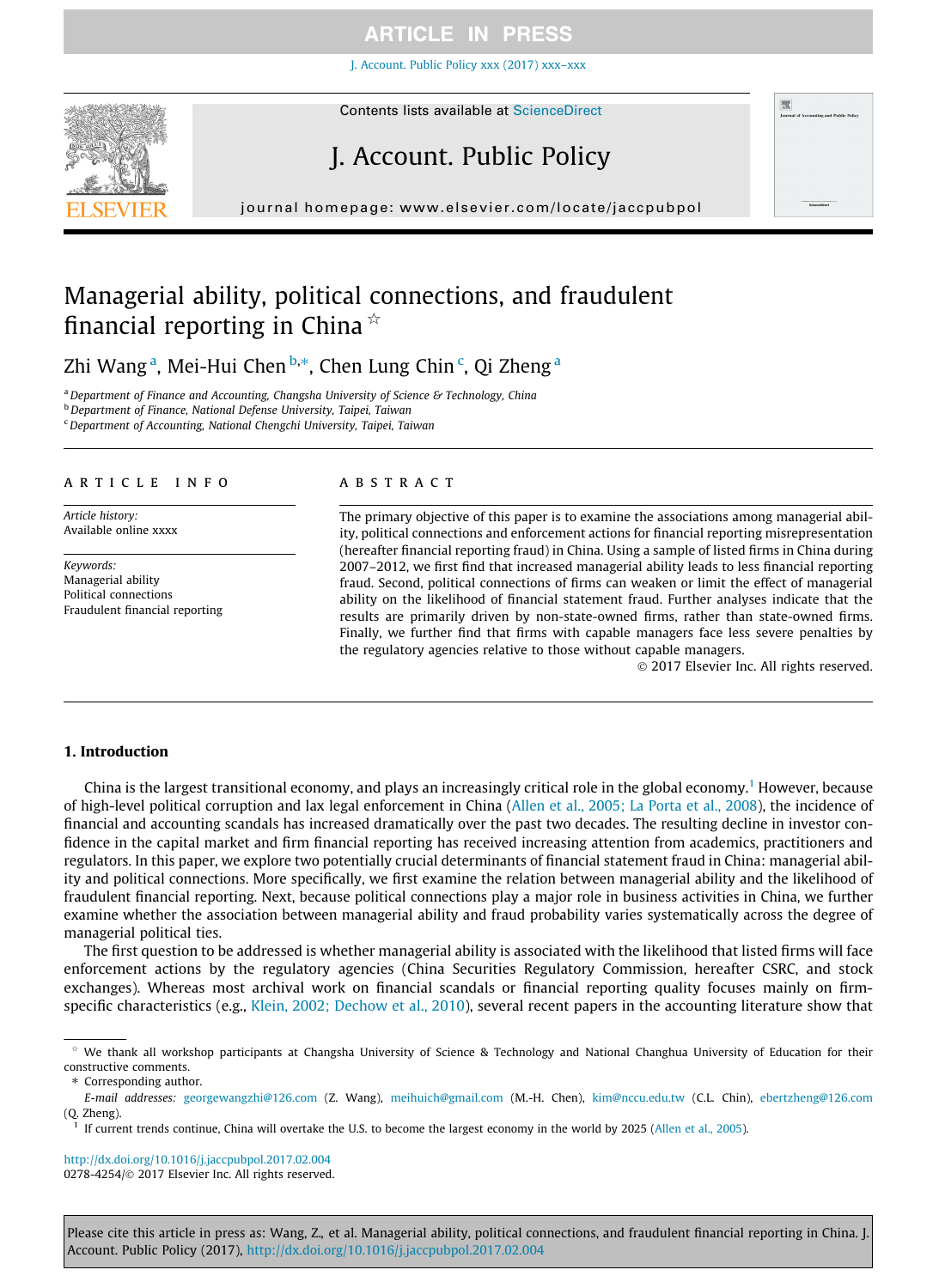# Managerial ability, political connections, and fraudulent financial reporting in China ☆

Zhi Wang [a], Mei-Hui Chen [b,*], Chen Lung Chin [c], Qi Zheng [a]

[a] Department of Finance and Accounting, Changsha University of Science & Technology, China
[b] Department of Finance, National Defense University, Taipei, Taiwan
[c] Department of Accounting, National Chengchi University, Taipei, Taiwan

## ARTICLE INFO

*Article history:*
Available online xxxx

*Keywords:*
Managerial ability
Political connections
Fraudulent financial reporting

## ABSTRACT

The primary objective of this paper is to examine the associations among managerial ability, political connections and enforcement actions for financial reporting misrepresentation (hereafter financial reporting fraud) in China. Using a sample of listed firms in China during 2007–2012, we first find that increased managerial ability leads to less financial reporting fraud. Second, political connections of firms can weaken or limit the effect of managerial ability on the likelihood of financial statement fraud. Further analyses indicate that the results are primarily driven by non-state-owned firms, rather than state-owned firms. Finally, we further find that firms with capable managers face less severe penalties by the regulatory agencies relative to those without capable managers.

© 2017 Elsevier Inc. All rights reserved.

## 1. Introduction

China is the largest transitional economy, and plays an increasingly critical role in the global economy.[1] However, because of high-level political corruption and lax legal enforcement in China (Allen et al., 2005; La Porta et al., 2008), the incidence of financial and accounting scandals has increased dramatically over the past two decades. The resulting decline in investor confidence in the capital market and firm financial reporting has received increasing attention from academics, practitioners and regulators. In this paper, we explore two potentially crucial determinants of financial statement fraud in China: managerial ability and political connections. More specifically, we first examine the relation between managerial ability and the likelihood of fraudulent financial reporting. Next, because political connections play a major role in business activities in China, we further examine whether the association between managerial ability and fraud probability varies systematically across the degree of managerial political ties.

The first question to be addressed is whether managerial ability is associated with the likelihood that listed firms will face enforcement actions by the regulatory agencies (China Securities Regulatory Commission, hereafter CSRC, and stock exchanges). Whereas most archival work on financial scandals or financial reporting quality focuses mainly on firm-specific characteristics (e.g., Klein, 2002; Dechow et al., 2010), several recent papers in the accounting literature show that

☆ We thank all workshop participants at Changsha University of Science & Technology and National Changhua University of Education for their constructive comments.

\* Corresponding author.

*E-mail addresses:* georgewangzhi@126.com (Z. Wang), meihuich@gmail.com (M.-H. Chen), kim@nccu.edu.tw (C.L. Chin), ebertzheng@126.com (Q. Zheng).

[1] If current trends continue, China will overtake the U.S. to become the largest economy in the world by 2025 (Allen et al., 2005).

http://dx.doi.org/10.1016/j.jaccpubpol.2017.02.004
0278-4254/© 2017 Elsevier Inc. All rights reserved.

Please cite this article in press as: Wang, Z., et al. Managerial ability, political connections, and fraudulent financial reporting in China. J. Account. Public Policy (2017), http://dx.doi.org/10.1016/j.jaccpubpol.2017.02.004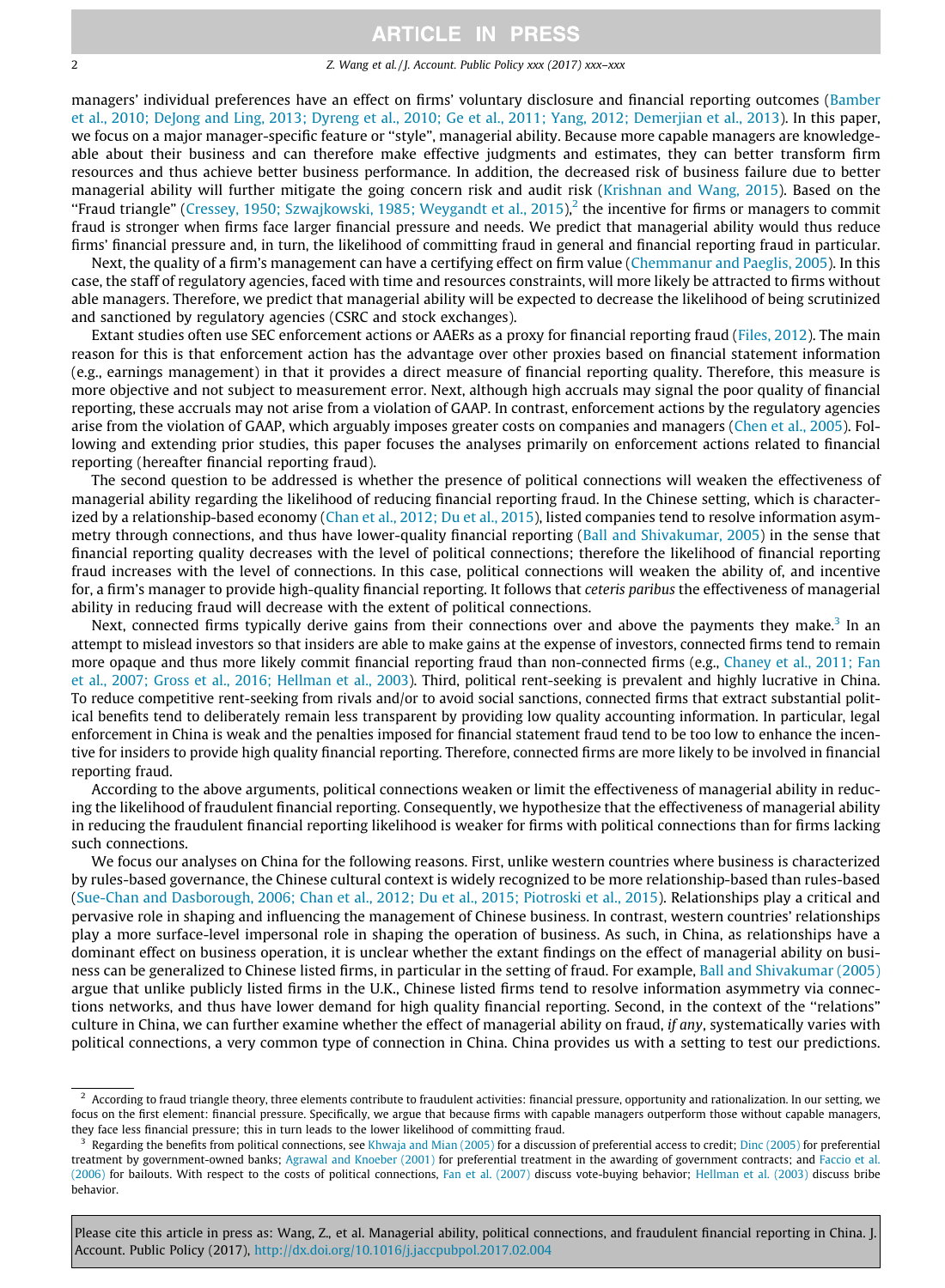managers' individual preferences have an effect on firms' voluntary disclosure and financial reporting outcomes (Bamber et al., 2010; DeJong and Ling, 2013; Dyreng et al., 2010; Ge et al., 2011; Yang, 2012; Demerjian et al., 2013). In this paper, we focus on a major manager-specific feature or ''style", managerial ability. Because more capable managers are knowledgeable about their business and can therefore make effective judgments and estimates, they can better transform firm resources and thus achieve better business performance. In addition, the decreased risk of business failure due to better managerial ability will further mitigate the going concern risk and audit risk (Krishnan and Wang, 2015). Based on the ''Fraud triangle" (Cressey, 1950; Szwajkowski, 1985; Weygandt et al., 2015),[2] the incentive for firms or managers to commit fraud is stronger when firms face larger financial pressure and needs. We predict that managerial ability would thus reduce firms' financial pressure and, in turn, the likelihood of committing fraud in general and financial reporting fraud in particular.

Next, the quality of a firm's management can have a certifying effect on firm value (Chemmanur and Paeglis, 2005). In this case, the staff of regulatory agencies, faced with time and resources constraints, will more likely be attracted to firms without able managers. Therefore, we predict that managerial ability will be expected to decrease the likelihood of being scrutinized and sanctioned by regulatory agencies (CSRC and stock exchanges).

Extant studies often use SEC enforcement actions or AAERs as a proxy for financial reporting fraud (Files, 2012). The main reason for this is that enforcement action has the advantage over other proxies based on financial statement information (e.g., earnings management) in that it provides a direct measure of financial reporting quality. Therefore, this measure is more objective and not subject to measurement error. Next, although high accruals may signal the poor quality of financial reporting, these accruals may not arise from a violation of GAAP. In contrast, enforcement actions by the regulatory agencies arise from the violation of GAAP, which arguably imposes greater costs on companies and managers (Chen et al., 2005). Following and extending prior studies, this paper focuses the analyses primarily on enforcement actions related to financial reporting (hereafter financial reporting fraud).

The second question to be addressed is whether the presence of political connections will weaken the effectiveness of managerial ability regarding the likelihood of reducing financial reporting fraud. In the Chinese setting, which is characterized by a relationship-based economy (Chan et al., 2012; Du et al., 2015), listed companies tend to resolve information asymmetry through connections, and thus have lower-quality financial reporting (Ball and Shivakumar, 2005) in the sense that financial reporting quality decreases with the level of political connections; therefore the likelihood of financial reporting fraud increases with the level of connections. In this case, political connections will weaken the ability of, and incentive for, a firm's manager to provide high-quality financial reporting. It follows that *ceteris paribus* the effectiveness of managerial ability in reducing fraud will decrease with the extent of political connections.

Next, connected firms typically derive gains from their connections over and above the payments they make.[3] In an attempt to mislead investors so that insiders are able to make gains at the expense of investors, connected firms tend to remain more opaque and thus more likely commit financial reporting fraud than non-connected firms (e.g., Chaney et al., 2011; Fan et al., 2007; Gross et al., 2016; Hellman et al., 2003). Third, political rent-seeking is prevalent and highly lucrative in China. To reduce competitive rent-seeking from rivals and/or to avoid social sanctions, connected firms that extract substantial political benefits tend to deliberately remain less transparent by providing low quality accounting information. In particular, legal enforcement in China is weak and the penalties imposed for financial statement fraud tend to be too low to enhance the incentive for insiders to provide high quality financial reporting. Therefore, connected firms are more likely to be involved in financial reporting fraud.

According to the above arguments, political connections weaken or limit the effectiveness of managerial ability in reducing the likelihood of fraudulent financial reporting. Consequently, we hypothesize that the effectiveness of managerial ability in reducing the fraudulent financial reporting likelihood is weaker for firms with political connections than for firms lacking such connections.

We focus our analyses on China for the following reasons. First, unlike western countries where business is characterized by rules-based governance, the Chinese cultural context is widely recognized to be more relationship-based than rules-based (Sue-Chan and Dasborough, 2006; Chan et al., 2012; Du et al., 2015; Piotroski et al., 2015). Relationships play a critical and pervasive role in shaping and influencing the management of Chinese business. In contrast, western countries' relationships play a more surface-level impersonal role in shaping the operation of business. As such, in China, as relationships have a dominant effect on business operation, it is unclear whether the extant findings on the effect of managerial ability on business can be generalized to Chinese listed firms, in particular in the setting of fraud. For example, Ball and Shivakumar (2005) argue that unlike publicly listed firms in the U.K., Chinese listed firms tend to resolve information asymmetry via connections networks, and thus have lower demand for high quality financial reporting. Second, in the context of the ''relations" culture in China, we can further examine whether the effect of managerial ability on fraud, *if any*, systematically varies with political connections, a very common type of connection in China. China provides us with a setting to test our predictions.

---

[2] According to fraud triangle theory, three elements contribute to fraudulent activities: financial pressure, opportunity and rationalization. In our setting, we focus on the first element: financial pressure. Specifically, we argue that because firms with capable managers outperform those without capable managers, they face less financial pressure; this in turn leads to the lower likelihood of committing fraud.

[3] Regarding the benefits from political connections, see Khwaja and Mian (2005) for a discussion of preferential access to credit; Dinc (2005) for preferential treatment by government-owned banks; Agrawal and Knoeber (2001) for preferential treatment in the awarding of government contracts; and Faccio et al. (2006) for bailouts. With respect to the costs of political connections, Fan et al. (2007) discuss vote-buying behavior; Hellman et al. (2003) discuss bribe behavior.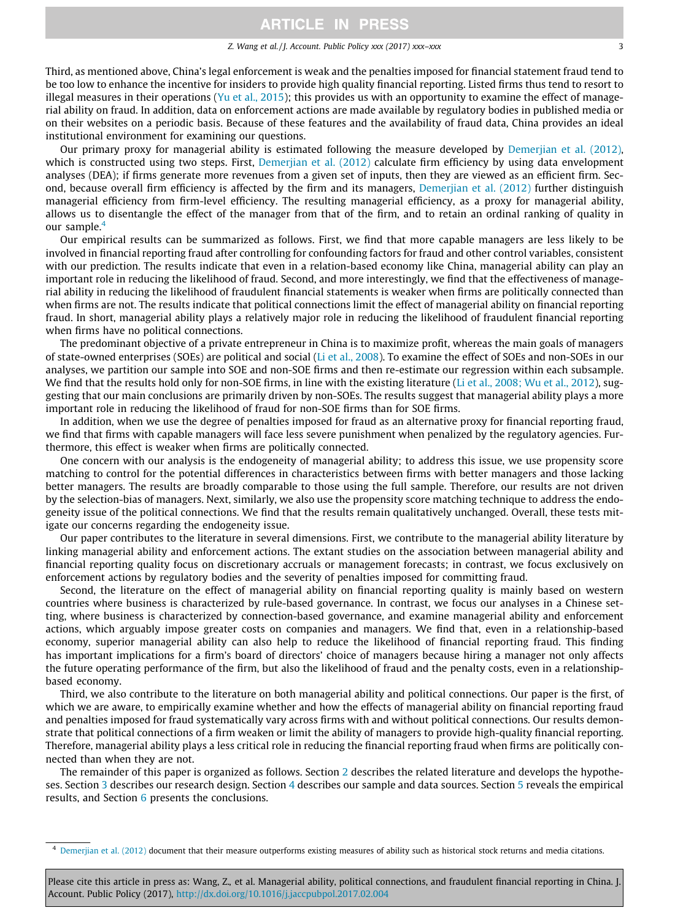Third, as mentioned above, China's legal enforcement is weak and the penalties imposed for financial statement fraud tend to be too low to enhance the incentive for insiders to provide high quality financial reporting. Listed firms thus tend to resort to illegal measures in their operations (Yu et al., 2015); this provides us with an opportunity to examine the effect of managerial ability on fraud. In addition, data on enforcement actions are made available by regulatory bodies in published media or on their websites on a periodic basis. Because of these features and the availability of fraud data, China provides an ideal institutional environment for examining our questions.

Our primary proxy for managerial ability is estimated following the measure developed by Demerjian et al. (2012), which is constructed using two steps. First, Demerjian et al. (2012) calculate firm efficiency by using data envelopment analyses (DEA); if firms generate more revenues from a given set of inputs, then they are viewed as an efficient firm. Second, because overall firm efficiency is affected by the firm and its managers, Demerjian et al. (2012) further distinguish managerial efficiency from firm-level efficiency. The resulting managerial efficiency, as a proxy for managerial ability, allows us to disentangle the effect of the manager from that of the firm, and to retain an ordinal ranking of quality in our sample.[4]

Our empirical results can be summarized as follows. First, we find that more capable managers are less likely to be involved in financial reporting fraud after controlling for confounding factors for fraud and other control variables, consistent with our prediction. The results indicate that even in a relation-based economy like China, managerial ability can play an important role in reducing the likelihood of fraud. Second, and more interestingly, we find that the effectiveness of managerial ability in reducing the likelihood of fraudulent financial statements is weaker when firms are politically connected than when firms are not. The results indicate that political connections limit the effect of managerial ability on financial reporting fraud. In short, managerial ability plays a relatively major role in reducing the likelihood of fraudulent financial reporting when firms have no political connections.

The predominant objective of a private entrepreneur in China is to maximize profit, whereas the main goals of managers of state-owned enterprises (SOEs) are political and social (Li et al., 2008). To examine the effect of SOEs and non-SOEs in our analyses, we partition our sample into SOE and non-SOE firms and then re-estimate our regression within each subsample. We find that the results hold only for non-SOE firms, in line with the existing literature (Li et al., 2008; Wu et al., 2012), suggesting that our main conclusions are primarily driven by non-SOEs. The results suggest that managerial ability plays a more important role in reducing the likelihood of fraud for non-SOE firms than for SOE firms.

In addition, when we use the degree of penalties imposed for fraud as an alternative proxy for financial reporting fraud, we find that firms with capable managers will face less severe punishment when penalized by the regulatory agencies. Furthermore, this effect is weaker when firms are politically connected.

One concern with our analysis is the endogeneity of managerial ability; to address this issue, we use propensity score matching to control for the potential differences in characteristics between firms with better managers and those lacking better managers. The results are broadly comparable to those using the full sample. Therefore, our results are not driven by the selection-bias of managers. Next, similarly, we also use the propensity score matching technique to address the endogeneity issue of the political connections. We find that the results remain qualitatively unchanged. Overall, these tests mitigate our concerns regarding the endogeneity issue.

Our paper contributes to the literature in several dimensions. First, we contribute to the managerial ability literature by linking managerial ability and enforcement actions. The extant studies on the association between managerial ability and financial reporting quality focus on discretionary accruals or management forecasts; in contrast, we focus exclusively on enforcement actions by regulatory bodies and the severity of penalties imposed for committing fraud.

Second, the literature on the effect of managerial ability on financial reporting quality is mainly based on western countries where business is characterized by rule-based governance. In contrast, we focus our analyses in a Chinese setting, where business is characterized by connection-based governance, and examine managerial ability and enforcement actions, which arguably impose greater costs on companies and managers. We find that, even in a relationship-based economy, superior managerial ability can also help to reduce the likelihood of financial reporting fraud. This finding has important implications for a firm's board of directors' choice of managers because hiring a manager not only affects the future operating performance of the firm, but also the likelihood of fraud and the penalty costs, even in a relationship-based economy.

Third, we also contribute to the literature on both managerial ability and political connections. Our paper is the first, of which we are aware, to empirically examine whether and how the effects of managerial ability on financial reporting fraud and penalties imposed for fraud systematically vary across firms with and without political connections. Our results demonstrate that political connections of a firm weaken or limit the ability of managers to provide high-quality financial reporting. Therefore, managerial ability plays a less critical role in reducing the financial reporting fraud when firms are politically connected than when they are not.

The remainder of this paper is organized as follows. Section 2 describes the related literature and develops the hypotheses. Section 3 describes our research design. Section 4 describes our sample and data sources. Section 5 reveals the empirical results, and Section 6 presents the conclusions.

[4] Demerjian et al. (2012) document that their measure outperforms existing measures of ability such as historical stock returns and media citations.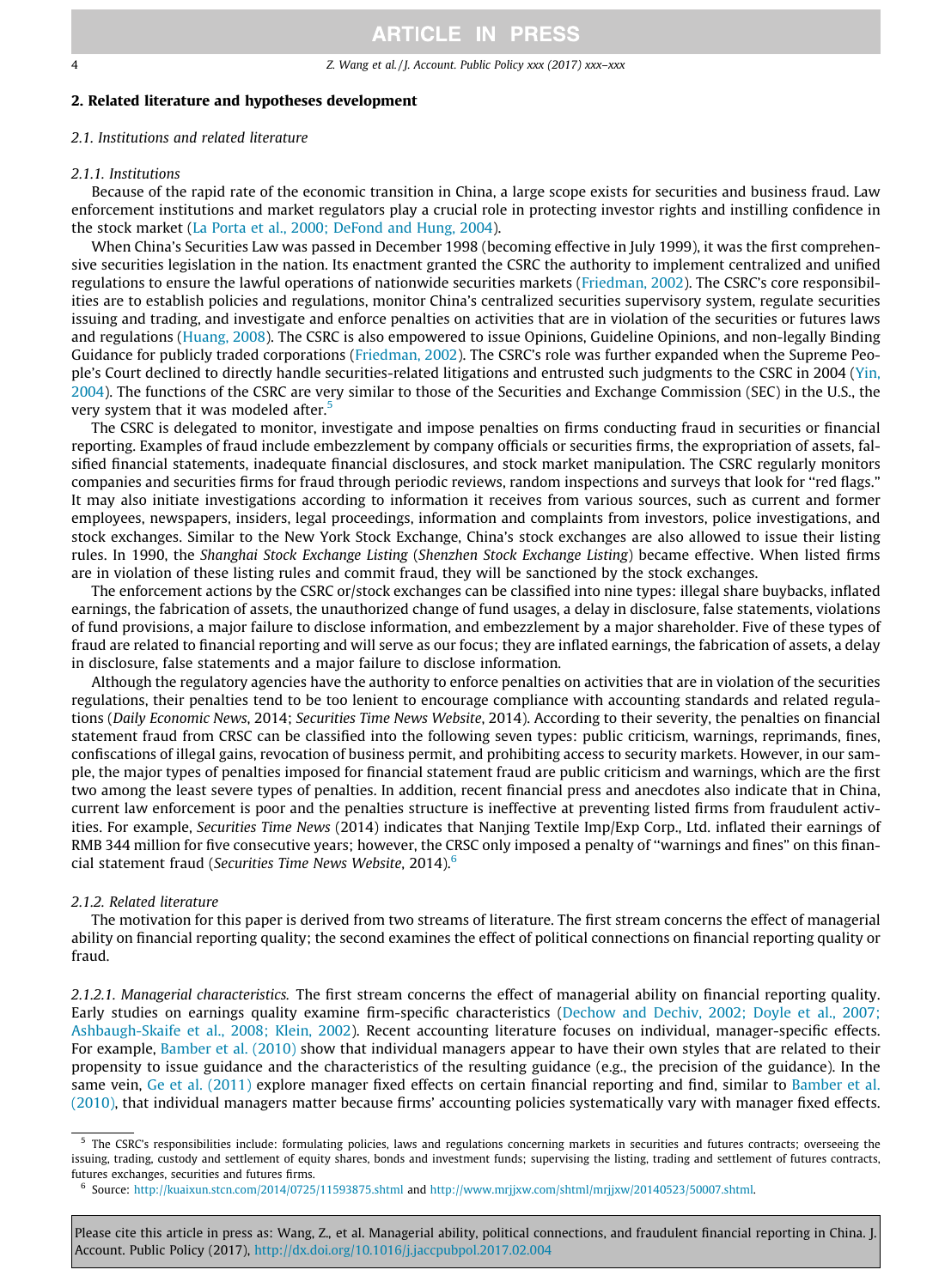## 2. Related literature and hypotheses development

### 2.1. Institutions and related literature

#### 2.1.1. Institutions

Because of the rapid rate of the economic transition in China, a large scope exists for securities and business fraud. Law enforcement institutions and market regulators play a crucial role in protecting investor rights and instilling confidence in the stock market (La Porta et al., 2000; DeFond and Hung, 2004).

When China's Securities Law was passed in December 1998 (becoming effective in July 1999), it was the first comprehensive securities legislation in the nation. Its enactment granted the CSRC the authority to implement centralized and unified regulations to ensure the lawful operations of nationwide securities markets (Friedman, 2002). The CSRC's core responsibilities are to establish policies and regulations, monitor China's centralized securities supervisory system, regulate securities issuing and trading, and investigate and enforce penalties on activities that are in violation of the securities or futures laws and regulations (Huang, 2008). The CSRC is also empowered to issue Opinions, Guideline Opinions, and non-legally Binding Guidance for publicly traded corporations (Friedman, 2002). The CSRC's role was further expanded when the Supreme People's Court declined to directly handle securities-related litigations and entrusted such judgments to the CSRC in 2004 (Yin, 2004). The functions of the CSRC are very similar to those of the Securities and Exchange Commission (SEC) in the U.S., the very system that it was modeled after.[5]

The CSRC is delegated to monitor, investigate and impose penalties on firms conducting fraud in securities or financial reporting. Examples of fraud include embezzlement by company officials or securities firms, the expropriation of assets, falsified financial statements, inadequate financial disclosures, and stock market manipulation. The CSRC regularly monitors companies and securities firms for fraud through periodic reviews, random inspections and surveys that look for "red flags." It may also initiate investigations according to information it receives from various sources, such as current and former employees, newspapers, insiders, legal proceedings, information and complaints from investors, police investigations, and stock exchanges. Similar to the New York Stock Exchange, China's stock exchanges are also allowed to issue their listing rules. In 1990, the *Shanghai Stock Exchange Listing* (*Shenzhen Stock Exchange Listing*) became effective. When listed firms are in violation of these listing rules and commit fraud, they will be sanctioned by the stock exchanges.

The enforcement actions by the CSRC or/stock exchanges can be classified into nine types: illegal share buybacks, inflated earnings, the fabrication of assets, the unauthorized change of fund usages, a delay in disclosure, false statements, violations of fund provisions, a major failure to disclose information, and embezzlement by a major shareholder. Five of these types of fraud are related to financial reporting and will serve as our focus; they are inflated earnings, the fabrication of assets, a delay in disclosure, false statements and a major failure to disclose information.

Although the regulatory agencies have the authority to enforce penalties on activities that are in violation of the securities regulations, their penalties tend to be too lenient to encourage compliance with accounting standards and related regulations (*Daily Economic News*, 2014; *Securities Time News Website*, 2014). According to their severity, the penalties on financial statement fraud from CRSC can be classified into the following seven types: public criticism, warnings, reprimands, fines, confiscations of illegal gains, revocation of business permit, and prohibiting access to security markets. However, in our sample, the major types of penalties imposed for financial statement fraud are public criticism and warnings, which are the first two among the least severe types of penalties. In addition, recent financial press and anecdotes also indicate that in China, current law enforcement is poor and the penalties structure is ineffective at preventing listed firms from fraudulent activities. For example, *Securities Time News* (2014) indicates that Nanjing Textile Imp/Exp Corp., Ltd. inflated their earnings of RMB 344 million for five consecutive years; however, the CRSC only imposed a penalty of "warnings and fines" on this financial statement fraud (*Securities Time News Website*, 2014).[6]

#### 2.1.2. Related literature

The motivation for this paper is derived from two streams of literature. The first stream concerns the effect of managerial ability on financial reporting quality; the second examines the effect of political connections on financial reporting quality or fraud.

*2.1.2.1. Managerial characteristics.* The first stream concerns the effect of managerial ability on financial reporting quality. Early studies on earnings quality examine firm-specific characteristics (Dechow and Dechiv, 2002; Doyle et al., 2007; Ashbaugh-Skaife et al., 2008; Klein, 2002). Recent accounting literature focuses on individual, manager-specific effects. For example, Bamber et al. (2010) show that individual managers appear to have their own styles that are related to their propensity to issue guidance and the characteristics of the resulting guidance (e.g., the precision of the guidance). In the same vein, Ge et al. (2011) explore manager fixed effects on certain financial reporting and find, similar to Bamber et al. (2010), that individual managers matter because firms' accounting policies systematically vary with manager fixed effects.

---

[5] The CSRC's responsibilities include: formulating policies, laws and regulations concerning markets in securities and futures contracts; overseeing the issuing, trading, custody and settlement of equity shares, bonds and investment funds; supervising the listing, trading and settlement of futures contracts, futures exchanges, securities and futures firms.

[6] Source: http://kuaixun.stcn.com/2014/0725/11593875.shtml and http://www.mrjjxw.com/shtml/mrjjxw/20140523/50007.shtml.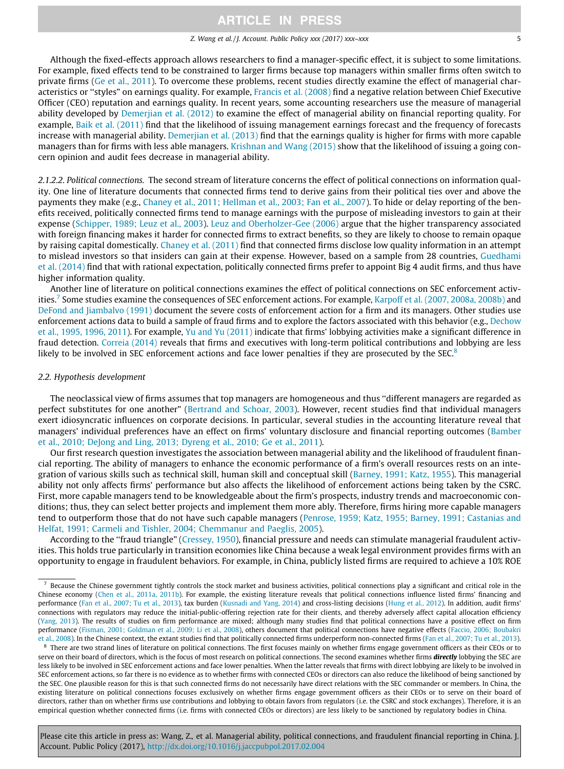Although the fixed-effects approach allows researchers to find a manager-specific effect, it is subject to some limitations. For example, fixed effects tend to be constrained to larger firms because top managers within smaller firms often switch to private firms (Ge et al., 2011). To overcome these problems, recent studies directly examine the effect of managerial characteristics or "styles" on earnings quality. For example, Francis et al. (2008) find a negative relation between Chief Executive Officer (CEO) reputation and earnings quality. In recent years, some accounting researchers use the measure of managerial ability developed by Demerjian et al. (2012) to examine the effect of managerial ability on financial reporting quality. For example, Baik et al. (2011) find that the likelihood of issuing management earnings forecast and the frequency of forecasts increase with managerial ability. Demerjian et al. (2013) find that the earnings quality is higher for firms with more capable managers than for firms with less able managers. Krishnan and Wang (2015) show that the likelihood of issuing a going concern opinion and audit fees decrease in managerial ability.

*2.1.2.2. Political connections.* The second stream of literature concerns the effect of political connections on information quality. One line of literature documents that connected firms tend to derive gains from their political ties over and above the payments they make (e.g., Chaney et al., 2011; Hellman et al., 2003; Fan et al., 2007). To hide or delay reporting of the benefits received, politically connected firms tend to manage earnings with the purpose of misleading investors to gain at their expense (Schipper, 1989; Leuz et al., 2003). Leuz and Oberholzer-Gee (2006) argue that the higher transparency associated with foreign financing makes it harder for connected firms to extract benefits, so they are likely to choose to remain opaque by raising capital domestically. Chaney et al. (2011) find that connected firms disclose low quality information in an attempt to mislead investors so that insiders can gain at their expense. However, based on a sample from 28 countries, Guedhami et al. (2014) find that with rational expectation, politically connected firms prefer to appoint Big 4 audit firms, and thus have higher information quality.

Another line of literature on political connections examines the effect of political connections on SEC enforcement activities.[7] Some studies examine the consequences of SEC enforcement actions. For example, Karpoff et al. (2007, 2008a, 2008b) and DeFond and Jiambalvo (1991) document the severe costs of enforcement action for a firm and its managers. Other studies use enforcement actions data to build a sample of fraud firms and to explore the factors associated with this behavior (e.g., Dechow et al., 1995, 1996, 2011). For example, Yu and Yu (2011) indicate that firms' lobbying activities make a significant difference in fraud detection. Correia (2014) reveals that firms and executives with long-term political contributions and lobbying are less likely to be involved in SEC enforcement actions and face lower penalties if they are prosecuted by the SEC.[8]

### 2.2. Hypothesis development

The neoclassical view of firms assumes that top managers are homogeneous and thus "different managers are regarded as perfect substitutes for one another" (Bertrand and Schoar, 2003). However, recent studies find that individual managers exert idiosyncratic influences on corporate decisions. In particular, several studies in the accounting literature reveal that managers' individual preferences have an effect on firms' voluntary disclosure and financial reporting outcomes (Bamber et al., 2010; DeJong and Ling, 2013; Dyreng et al., 2010; Ge et al., 2011).

Our first research question investigates the association between managerial ability and the likelihood of fraudulent financial reporting. The ability of managers to enhance the economic performance of a firm's overall resources rests on an integration of various skills such as technical skill, human skill and conceptual skill (Barney, 1991; Katz, 1955). This managerial ability not only affects firms' performance but also affects the likelihood of enforcement actions being taken by the CSRC. First, more capable managers tend to be knowledgeable about the firm's prospects, industry trends and macroeconomic conditions; thus, they can select better projects and implement them more ably. Therefore, firms hiring more capable managers tend to outperform those that do not have such capable managers (Penrose, 1959; Katz, 1955; Barney, 1991; Castanias and Helfat, 1991; Carmeli and Tishler, 2004; Chemmanur and Paeglis, 2005).

According to the "fraud triangle" (Cressey, 1950), financial pressure and needs can stimulate managerial fraudulent activities. This holds true particularly in transition economies like China because a weak legal environment provides firms with an opportunity to engage in fraudulent behaviors. For example, in China, publicly listed firms are required to achieve a 10% ROE

---

[7] Because the Chinese government tightly controls the stock market and business activities, political connections play a significant and critical role in the Chinese economy (Chen et al., 2011a, 2011b). For example, the existing literature reveals that political connections influence listed firms' financing and performance (Fan et al., 2007; Tu et al., 2013), tax burden (Kusnadi and Yang, 2014) and cross-listing decisions (Hung et al., 2012). In addition, audit firms' connections with regulators may reduce the initial-public-offering rejection rate for their clients, and thereby adversely affect capital allocation efficiency (Yang, 2013). The results of studies on firm performance are mixed; although many studies find that political connections have a positive effect on firm performance (Fisman, 2001; Goldman et al., 2009; Li et al., 2008), others document that political connections have negative effects (Faccio, 2006; Boubakri et al., 2008). In the Chinese context, the extant studies find that politically connected firms underperform non-connected firms (Fan et al., 2007; Tu et al., 2013).

[8] There are two strand lines of literature on political connections. The first focuses mainly on whether firms engage government officers as their CEOs or to serve on their board of directors, which is the focus of most research on political connections. The second examines whether firms ***directly*** lobbying the SEC are less likely to be involved in SEC enforcement actions and face lower penalties. When the latter reveals that firms with direct lobbying are likely to be involved in SEC enforcement actions, so far there is no evidence as to whether firms with connected CEOs or directors can also reduce the likelihood of being sanctioned by the SEC. One plausible reason for this is that such connected firms do not necessarily have direct relations with the SEC commander or members. In China, the existing literature on political connections focuses exclusively on whether firms engage government officers as their CEOs or to serve on their board of directors, rather than on whether firms use contributions and lobbying to obtain favors from regulators (i.e. the CSRC and stock exchanges). Therefore, it is an empirical question whether connected firms (i.e. firms with connected CEOs or directors) are less likely to be sanctioned by regulatory bodies in China.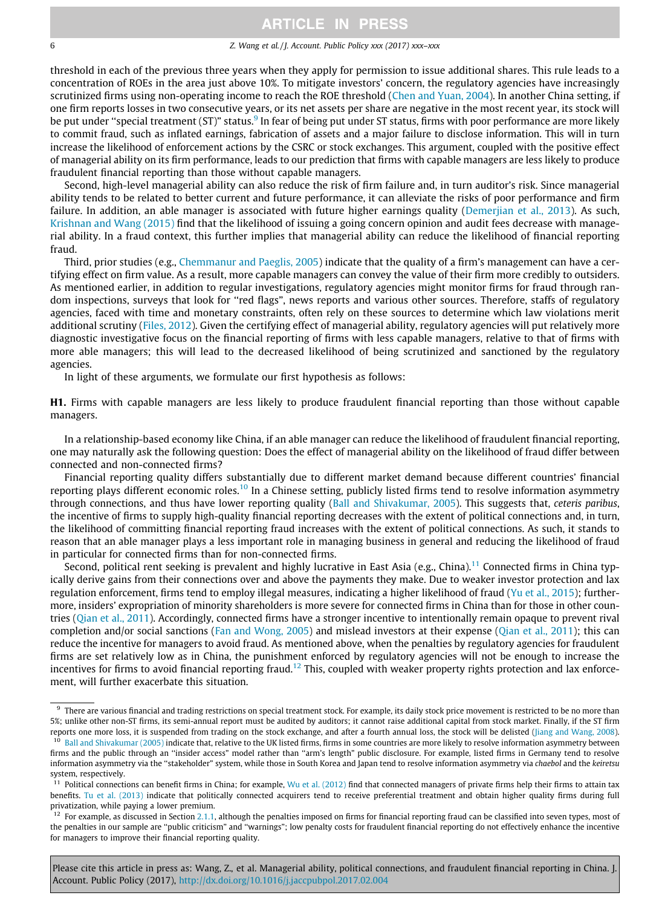threshold in each of the previous three years when they apply for permission to issue additional shares. This rule leads to a concentration of ROEs in the area just above 10%. To mitigate investors' concern, the regulatory agencies have increasingly scrutinized firms using non-operating income to reach the ROE threshold (Chen and Yuan, 2004). In another China setting, if one firm reports losses in two consecutive years, or its net assets per share are negative in the most recent year, its stock will be put under "special treatment (ST)" status.[9] In fear of being put under ST status, firms with poor performance are more likely to commit fraud, such as inflated earnings, fabrication of assets and a major failure to disclose information. This will in turn increase the likelihood of enforcement actions by the CSRC or stock exchanges. This argument, coupled with the positive effect of managerial ability on its firm performance, leads to our prediction that firms with capable managers are less likely to produce fraudulent financial reporting than those without capable managers.

Second, high-level managerial ability can also reduce the risk of firm failure and, in turn auditor's risk. Since managerial ability tends to be related to better current and future performance, it can alleviate the risks of poor performance and firm failure. In addition, an able manager is associated with future higher earnings quality (Demerjian et al., 2013). As such, Krishnan and Wang (2015) find that the likelihood of issuing a going concern opinion and audit fees decrease with managerial ability. In a fraud context, this further implies that managerial ability can reduce the likelihood of financial reporting fraud.

Third, prior studies (e.g., Chemmanur and Paeglis, 2005) indicate that the quality of a firm's management can have a certifying effect on firm value. As a result, more capable managers can convey the value of their firm more credibly to outsiders. As mentioned earlier, in addition to regular investigations, regulatory agencies might monitor firms for fraud through random inspections, surveys that look for "red flags", news reports and various other sources. Therefore, staffs of regulatory agencies, faced with time and monetary constraints, often rely on these sources to determine which law violations merit additional scrutiny (Files, 2012). Given the certifying effect of managerial ability, regulatory agencies will put relatively more diagnostic investigative focus on the financial reporting of firms with less capable managers, relative to that of firms with more able managers; this will lead to the decreased likelihood of being scrutinized and sanctioned by the regulatory agencies.

In light of these arguments, we formulate our first hypothesis as follows:

**H1.** Firms with capable managers are less likely to produce fraudulent financial reporting than those without capable managers.

In a relationship-based economy like China, if an able manager can reduce the likelihood of fraudulent financial reporting, one may naturally ask the following question: Does the effect of managerial ability on the likelihood of fraud differ between connected and non-connected firms?

Financial reporting quality differs substantially due to different market demand because different countries' financial reporting plays different economic roles.[10] In a Chinese setting, publicly listed firms tend to resolve information asymmetry through connections, and thus have lower reporting quality (Ball and Shivakumar, 2005). This suggests that, *ceteris paribus*, the incentive of firms to supply high-quality financial reporting decreases with the extent of political connections and, in turn, the likelihood of committing financial reporting fraud increases with the extent of political connections. As such, it stands to reason that an able manager plays a less important role in managing business in general and reducing the likelihood of fraud in particular for connected firms than for non-connected firms.

Second, political rent seeking is prevalent and highly lucrative in East Asia (e.g., China).[11] Connected firms in China typically derive gains from their connections over and above the payments they make. Due to weaker investor protection and lax regulation enforcement, firms tend to employ illegal measures, indicating a higher likelihood of fraud (Yu et al., 2015); furthermore, insiders' expropriation of minority shareholders is more severe for connected firms in China than for those in other countries (Qian et al., 2011). Accordingly, connected firms have a stronger incentive to intentionally remain opaque to prevent rival completion and/or social sanctions (Fan and Wong, 2005) and mislead investors at their expense (Qian et al., 2011); this can reduce the incentive for managers to avoid fraud. As mentioned above, when the penalties by regulatory agencies for fraudulent firms are set relatively low as in China, the punishment enforced by regulatory agencies will not be enough to increase the incentives for firms to avoid financial reporting fraud.[12] This, coupled with weaker property rights protection and lax enforcement, will further exacerbate this situation.

---

[9] There are various financial and trading restrictions on special treatment stock. For example, its daily stock price movement is restricted to be no more than 5%; unlike other non-ST firms, its semi-annual report must be audited by auditors; it cannot raise additional capital from stock market. Finally, if the ST firm reports one more loss, it is suspended from trading on the stock exchange, and after a fourth annual loss, the stock will be delisted (Jiang and Wang, 2008).

[10] Ball and Shivakumar (2005) indicate that, relative to the UK listed firms, firms in some countries are more likely to resolve information asymmetry between firms and the public through an "insider access" model rather than "arm's length" public disclosure. For example, listed firms in Germany tend to resolve information asymmetry via the "stakeholder" system, while those in South Korea and Japan tend to resolve information asymmetry via *chaebol* and the *keiretsu* system, respectively.

[11] Political connections can benefit firms in China; for example, Wu et al. (2012) find that connected managers of private firms help their firms to attain tax benefits. Tu et al. (2013) indicate that politically connected acquirers tend to receive preferential treatment and obtain higher quality firms during full privatization, while paying a lower premium.

[12] For example, as discussed in Section 2.1.1, although the penalties imposed on firms for financial reporting fraud can be classified into seven types, most of the penalties in our sample are "public criticism" and "warnings"; low penalty costs for fraudulent financial reporting do not effectively enhance the incentive for managers to improve their financial reporting quality.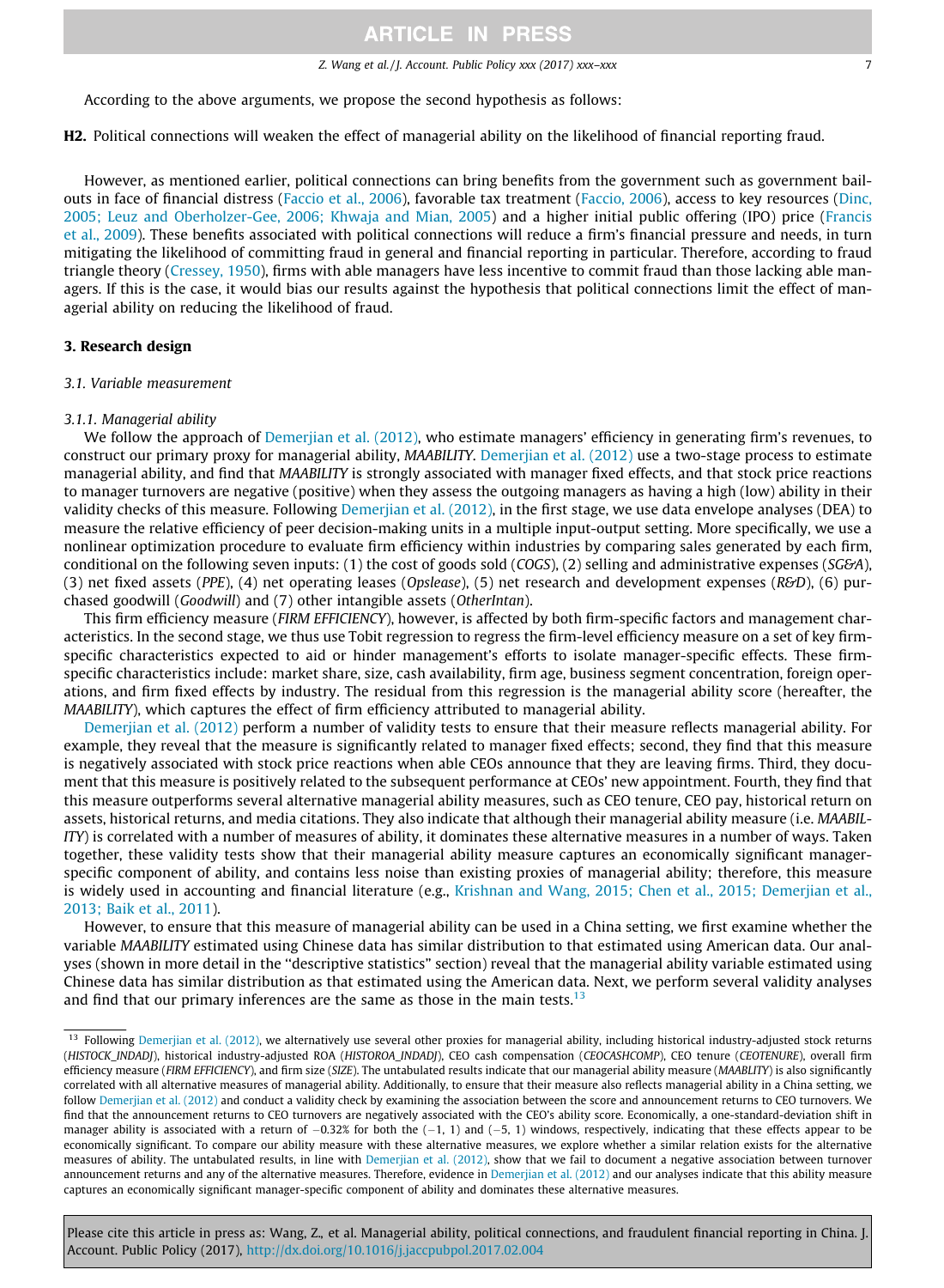According to the above arguments, we propose the second hypothesis as follows:

**H2.** Political connections will weaken the effect of managerial ability on the likelihood of financial reporting fraud.

However, as mentioned earlier, political connections can bring benefits from the government such as government bail-outs in face of financial distress (Faccio et al., 2006), favorable tax treatment (Faccio, 2006), access to key resources (Dinc, 2005; Leuz and Oberholzer-Gee, 2006; Khwaja and Mian, 2005) and a higher initial public offering (IPO) price (Francis et al., 2009). These benefits associated with political connections will reduce a firm's financial pressure and needs, in turn mitigating the likelihood of committing fraud in general and financial reporting in particular. Therefore, according to fraud triangle theory (Cressey, 1950), firms with able managers have less incentive to commit fraud than those lacking able managers. If this is the case, it would bias our results against the hypothesis that political connections limit the effect of managerial ability on reducing the likelihood of fraud.

## 3. Research design

### 3.1. Variable measurement

#### 3.1.1. Managerial ability

We follow the approach of Demerjian et al. (2012), who estimate managers' efficiency in generating firm's revenues, to construct our primary proxy for managerial ability, *MAABILITY*. Demerjian et al. (2012) use a two-stage process to estimate managerial ability, and find that *MAABILITY* is strongly associated with manager fixed effects, and that stock price reactions to manager turnovers are negative (positive) when they assess the outgoing managers as having a high (low) ability in their validity checks of this measure. Following Demerjian et al. (2012), in the first stage, we use data envelope analyses (DEA) to measure the relative efficiency of peer decision-making units in a multiple input-output setting. More specifically, we use a nonlinear optimization procedure to evaluate firm efficiency within industries by comparing sales generated by each firm, conditional on the following seven inputs: (1) the cost of goods sold (*COGS*), (2) selling and administrative expenses (*SG&A*), (3) net fixed assets (*PPE*), (4) net operating leases (*Opslease*), (5) net research and development expenses (*R&D*), (6) purchased goodwill (*Goodwill*) and (7) other intangible assets (*OtherIntan*).

This firm efficiency measure (*FIRM EFFICIENCY*), however, is affected by both firm-specific factors and management characteristics. In the second stage, we thus use Tobit regression to regress the firm-level efficiency measure on a set of key firm-specific characteristics expected to aid or hinder management's efforts to isolate manager-specific effects. These firm-specific characteristics include: market share, size, cash availability, firm age, business segment concentration, foreign operations, and firm fixed effects by industry. The residual from this regression is the managerial ability score (hereafter, the *MAABILITY*), which captures the effect of firm efficiency attributed to managerial ability.

Demerjian et al. (2012) perform a number of validity tests to ensure that their measure reflects managerial ability. For example, they reveal that the measure is significantly related to manager fixed effects; second, they find that this measure is negatively associated with stock price reactions when able CEOs announce that they are leaving firms. Third, they document that this measure is positively related to the subsequent performance at CEOs' new appointment. Fourth, they find that this measure outperforms several alternative managerial ability measures, such as CEO tenure, CEO pay, historical return on assets, historical returns, and media citations. They also indicate that although their managerial ability measure (i.e. *MAABILITY*) is correlated with a number of measures of ability, it dominates these alternative measures in a number of ways. Taken together, these validity tests show that their managerial ability measure captures an economically significant manager-specific component of ability, and contains less noise than existing proxies of managerial ability; therefore, this measure is widely used in accounting and financial literature (e.g., Krishnan and Wang, 2015; Chen et al., 2015; Demerjian et al., 2013; Baik et al., 2011).

However, to ensure that this measure of managerial ability can be used in a China setting, we first examine whether the variable *MAABILITY* estimated using Chinese data has similar distribution to that estimated using American data. Our analyses (shown in more detail in the "descriptive statistics" section) reveal that the managerial ability variable estimated using Chinese data has similar distribution as that estimated using the American data. Next, we perform several validity analyses and find that our primary inferences are the same as those in the main tests.[13]

---

[13] Following Demerjian et al. (2012), we alternatively use several other proxies for managerial ability, including historical industry-adjusted stock returns (*HISTOCK_INDADJ*), historical industry-adjusted ROA (*HISTOROA_INDADJ*), CEO cash compensation (*CEOCASHCOMP*), CEO tenure (*CEOTENURE*), overall firm efficiency measure (*FIRM EFFICIENCY*), and firm size (*SIZE*). The untabulated results indicate that our managerial ability measure (*MAABLITY*) is also significantly correlated with all alternative measures of managerial ability. Additionally, to ensure that their measure also reflects managerial ability in a China setting, we follow Demerjian et al. (2012) and conduct a validity check by examining the association between the score and announcement returns to CEO turnovers. We find that the announcement returns to CEO turnovers are negatively associated with the CEO's ability score. Economically, a one-standard-deviation shift in manager ability is associated with a return of −0.32% for both the (−1, 1) and (−5, 1) windows, respectively, indicating that these effects appear to be economically significant. To compare our ability measure with these alternative measures, we explore whether a similar relation exists for the alternative measures of ability. The untabulated results, in line with Demerjian et al. (2012), show that we fail to document a negative association between turnover announcement returns and any of the alternative measures. Therefore, evidence in Demerjian et al. (2012) and our analyses indicate that this ability measure captures an economically significant manager-specific component of ability and dominates these alternative measures.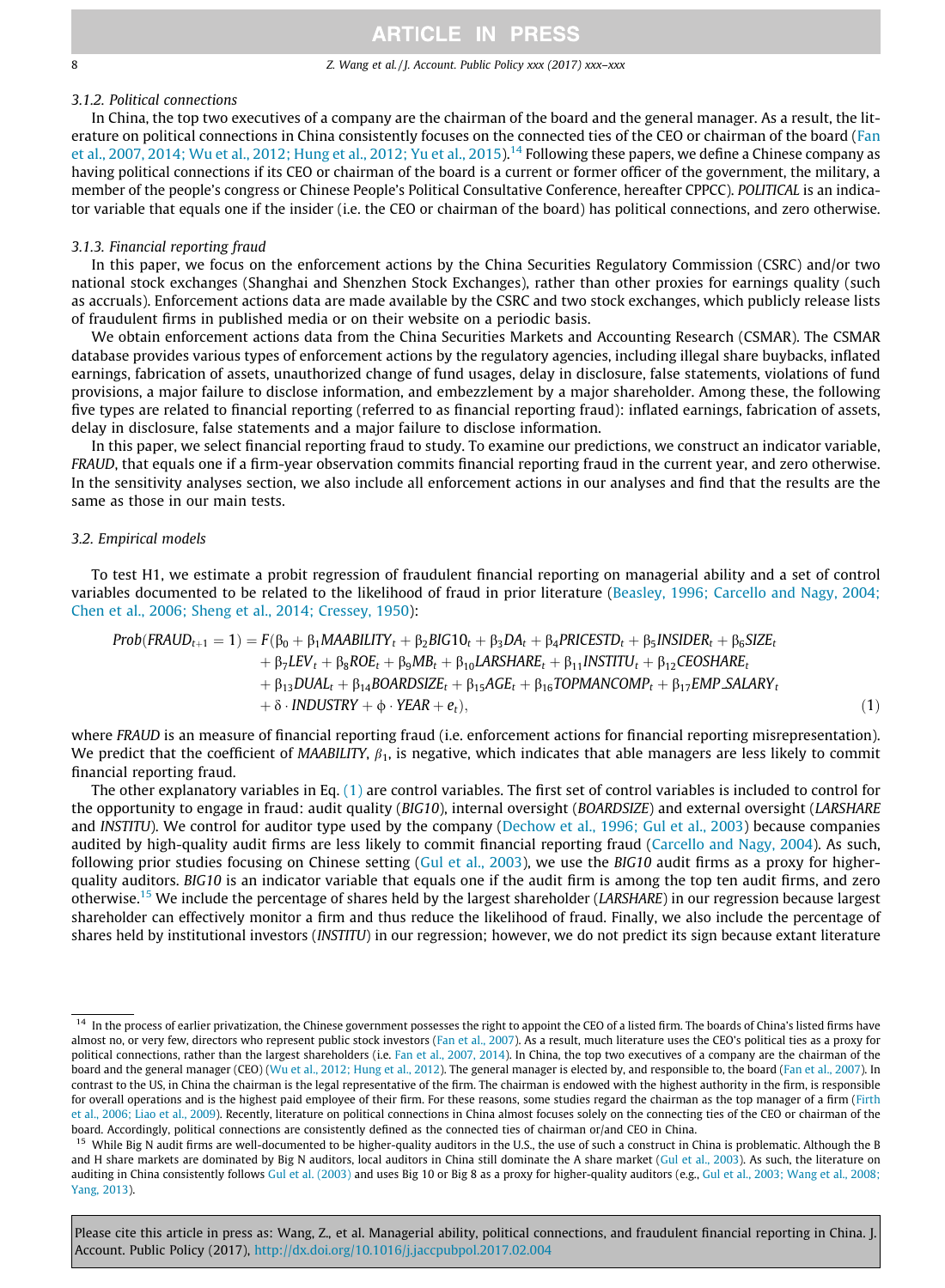### 3.1.2. Political connections

In China, the top two executives of a company are the chairman of the board and the general manager. As a result, the literature on political connections in China consistently focuses on the connected ties of the CEO or chairman of the board (Fan et al., 2007, 2014; Wu et al., 2012; Hung et al., 2012; Yu et al., 2015).[14] Following these papers, we define a Chinese company as having political connections if its CEO or chairman of the board is a current or former officer of the government, the military, a member of the people's congress or Chinese People's Political Consultative Conference, hereafter CPPCC). *POLITICAL* is an indicator variable that equals one if the insider (i.e. the CEO or chairman of the board) has political connections, and zero otherwise.

### 3.1.3. Financial reporting fraud

In this paper, we focus on the enforcement actions by the China Securities Regulatory Commission (CSRC) and/or two national stock exchanges (Shanghai and Shenzhen Stock Exchanges), rather than other proxies for earnings quality (such as accruals). Enforcement actions data are made available by the CSRC and two stock exchanges, which publicly release lists of fraudulent firms in published media or on their website on a periodic basis.

We obtain enforcement actions data from the China Securities Markets and Accounting Research (CSMAR). The CSMAR database provides various types of enforcement actions by the regulatory agencies, including illegal share buybacks, inflated earnings, fabrication of assets, unauthorized change of fund usages, delay in disclosure, false statements, violations of fund provisions, a major failure to disclose information, and embezzlement by a major shareholder. Among these, the following five types are related to financial reporting (referred to as financial reporting fraud): inflated earnings, fabrication of assets, delay in disclosure, false statements and a major failure to disclose information.

In this paper, we select financial reporting fraud to study. To examine our predictions, we construct an indicator variable, *FRAUD*, that equals one if a firm-year observation commits financial reporting fraud in the current year, and zero otherwise. In the sensitivity analyses section, we also include all enforcement actions in our analyses and find that the results are the same as those in our main tests.

## 3.2. Empirical models

To test H1, we estimate a probit regression of fraudulent financial reporting on managerial ability and a set of control variables documented to be related to the likelihood of fraud in prior literature (Beasley, 1996; Carcello and Nagy, 2004; Chen et al., 2006; Sheng et al., 2014; Cressey, 1950):

$$
\begin{aligned}
Prob(FRAUD_{t+1} = 1) = F(&\beta_0 + \beta_1 MAABILITY_t + \beta_2 BIG10_t + \beta_3 DA_t + \beta_4 PRICESTD_t + \beta_5 INSIDER_t + \beta_6 SIZE_t \\
&+ \beta_7 LEV_t + \beta_8 ROE_t + \beta_9 MB_t + \beta_{10} LARSHARE_t + \beta_{11} INSTITU_t + \beta_{12} CEOSHARE_t \\
&+ \beta_{13} DUAL_t + \beta_{14} BOARDSIZE_t + \beta_{15} AGE_t + \beta_{16} TOPMANCOMP_t + \beta_{17} EMP\_SALARY_t \\
&+ \delta \cdot INDUSTRY + \phi \cdot YEAR + e_t), \qquad (1)
\end{aligned}
$$

where *FRAUD* is an measure of financial reporting fraud (i.e. enforcement actions for financial reporting misrepresentation). We predict that the coefficient of *MAABILITY*, $\beta_1$, is negative, which indicates that able managers are less likely to commit financial reporting fraud.

The other explanatory variables in Eq. (1) are control variables. The first set of control variables is included to control for the opportunity to engage in fraud: audit quality (*BIG10*), internal oversight (*BOARDSIZE*) and external oversight (*LARSHARE* and *INSTITU*). We control for auditor type used by the company (Dechow et al., 1996; Gul et al., 2003) because companies audited by high-quality audit firms are less likely to commit financial reporting fraud (Carcello and Nagy, 2004). As such, following prior studies focusing on Chinese setting (Gul et al., 2003), we use the *BIG10* audit firms as a proxy for higher-quality auditors. *BIG10* is an indicator variable that equals one if the audit firm is among the top ten audit firms, and zero otherwise.[15] We include the percentage of shares held by the largest shareholder (*LARSHARE*) in our regression because largest shareholder can effectively monitor a firm and thus reduce the likelihood of fraud. Finally, we also include the percentage of shares held by institutional investors (*INSTITU*) in our regression; however, we do not predict its sign because extant literature

---

[14] In the process of earlier privatization, the Chinese government possesses the right to appoint the CEO of a listed firm. The boards of China's listed firms have almost no, or very few, directors who represent public stock investors (Fan et al., 2007). As a result, much literature uses the CEO's political ties as a proxy for political connections, rather than the largest shareholders (i.e. Fan et al., 2007, 2014). In China, the top two executives of a company are the chairman of the board and the general manager (CEO) (Wu et al., 2012; Hung et al., 2012). The general manager is elected by, and responsible to, the board (Fan et al., 2007). In contrast to the US, in China the chairman is the legal representative of the firm. The chairman is endowed with the highest authority in the firm, is responsible for overall operations and is the highest paid employee of their firm. For these reasons, some studies regard the chairman as the top manager of a firm (Firth et al., 2006; Liao et al., 2009). Recently, literature on political connections in China almost focuses solely on the connecting ties of the CEO or chairman of the board. Accordingly, political connections are consistently defined as the connected ties of chairman or/and CEO in China.

[15] While Big N audit firms are well-documented to be higher-quality auditors in the U.S., the use of such a construct in China is problematic. Although the B and H share markets are dominated by Big N auditors, local auditors in China still dominate the A share market (Gul et al., 2003). As such, the literature on auditing in China consistently follows Gul et al. (2003) and uses Big 10 or Big 8 as a proxy for higher-quality auditors (e.g., Gul et al., 2003; Wang et al., 2008; Yang, 2013).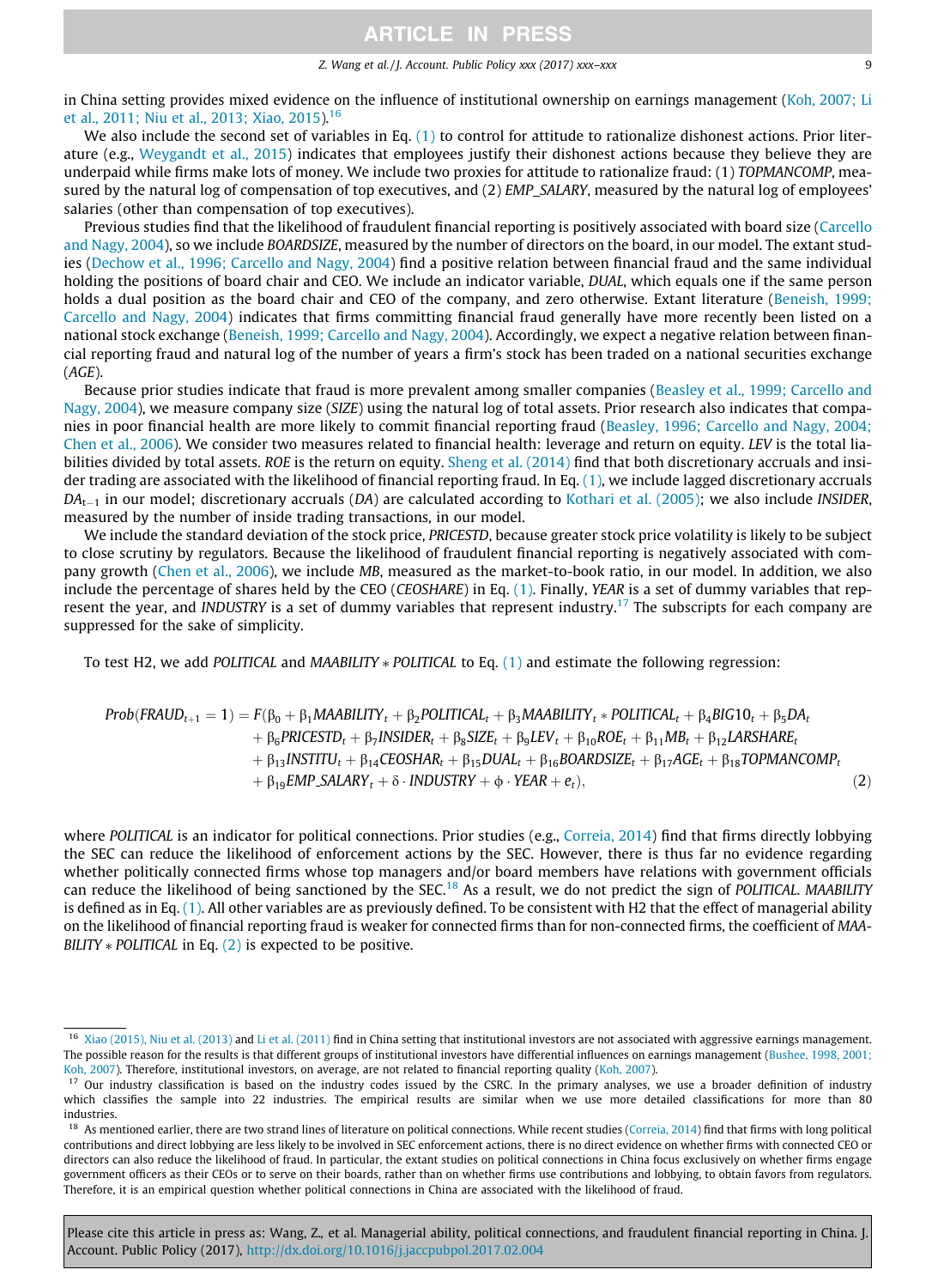in China setting provides mixed evidence on the influence of institutional ownership on earnings management (Koh, 2007; Li et al., 2011; Niu et al., 2013; Xiao, 2015).[16]

We also include the second set of variables in Eq. (1) to control for attitude to rationalize dishonest actions. Prior literature (e.g., Weygandt et al., 2015) indicates that employees justify their dishonest actions because they believe they are underpaid while firms make lots of money. We include two proxies for attitude to rationalize fraud: (1) *TOPMANCOMP*, measured by the natural log of compensation of top executives, and (2) *EMP_SALARY*, measured by the natural log of employees' salaries (other than compensation of top executives).

Previous studies find that the likelihood of fraudulent financial reporting is positively associated with board size (Carcello and Nagy, 2004), so we include *BOARDSIZE*, measured by the number of directors on the board, in our model. The extant studies (Dechow et al., 1996; Carcello and Nagy, 2004) find a positive relation between financial fraud and the same individual holding the positions of board chair and CEO. We include an indicator variable, *DUAL*, which equals one if the same person holds a dual position as the board chair and CEO of the company, and zero otherwise. Extant literature (Beneish, 1999; Carcello and Nagy, 2004) indicates that firms committing financial fraud generally have more recently been listed on a national stock exchange (Beneish, 1999; Carcello and Nagy, 2004). Accordingly, we expect a negative relation between financial reporting fraud and natural log of the number of years a firm's stock has been traded on a national securities exchange (*AGE*).

Because prior studies indicate that fraud is more prevalent among smaller companies (Beasley et al., 1999; Carcello and Nagy, 2004), we measure company size (*SIZE*) using the natural log of total assets. Prior research also indicates that companies in poor financial health are more likely to commit financial reporting fraud (Beasley, 1996; Carcello and Nagy, 2004; Chen et al., 2006). We consider two measures related to financial health: leverage and return on equity. *LEV* is the total liabilities divided by total assets. *ROE* is the return on equity. Sheng et al. (2014) find that both discretionary accruals and insider trading are associated with the likelihood of financial reporting fraud. In Eq. (1), we include lagged discretionary accruals $DA_{t-1}$ in our model; discretionary accruals (*DA*) are calculated according to Kothari et al. (2005); we also include *INSIDER*, measured by the number of inside trading transactions, in our model.

We include the standard deviation of the stock price, *PRICESTD*, because greater stock price volatility is likely to be subject to close scrutiny by regulators. Because the likelihood of fraudulent financial reporting is negatively associated with company growth (Chen et al., 2006), we include *MB*, measured as the market-to-book ratio, in our model. In addition, we also include the percentage of shares held by the CEO (*CEOSHARE*) in Eq. (1). Finally, *YEAR* is a set of dummy variables that represent the year, and *INDUSTRY* is a set of dummy variables that represent industry.[17] The subscripts for each company are suppressed for the sake of simplicity.

To test H2, we add *POLITICAL* and *MAABILITY* ∗ *POLITICAL* to Eq. (1) and estimate the following regression:

$$
\begin{aligned}
Prob(FRAUD_{t+1}=1) = F(&\beta_0 + \beta_1 MAABILITY_t + \beta_2 POLITICAL_t + \beta_3 MAABILITY_t * POLITICAL_t + \beta_4 BIG10_t + \beta_5 DA_t \\
&+ \beta_6 PRICESTD_t + \beta_7 INSIDER_t + \beta_8 SIZE_t + \beta_9 LEV_t + \beta_{10} ROE_t + \beta_{11} MB_t + \beta_{12} LARSHARE_t \\
&+ \beta_{13} INSTITU_t + \beta_{14} CEOSHAR_t + \beta_{15} DUAL_t + \beta_{16} BOARDSIZE_t + \beta_{17} AGE_t + \beta_{18} TOPMANCOMP_t \\
&+ \beta_{19} EMP\_SALARY_t + \delta \cdot INDUSTRY + \phi \cdot YEAR + e_t), \qquad (2)
\end{aligned}
$$

where *POLITICAL* is an indicator for political connections. Prior studies (e.g., Correia, 2014) find that firms directly lobbying the SEC can reduce the likelihood of enforcement actions by the SEC. However, there is thus far no evidence regarding whether politically connected firms whose top managers and/or board members have relations with government officials can reduce the likelihood of being sanctioned by the SEC.[18] As a result, we do not predict the sign of *POLITICAL*. *MAABILITY* is defined as in Eq. (1). All other variables are as previously defined. To be consistent with H2 that the effect of managerial ability on the likelihood of financial reporting fraud is weaker for connected firms than for non-connected firms, the coefficient of *MAABILITY* ∗ *POLITICAL* in Eq. (2) is expected to be positive.

---

[16] Xiao (2015), Niu et al. (2013) and Li et al. (2011) find in China setting that institutional investors are not associated with aggressive earnings management. The possible reason for the results is that different groups of institutional investors have differential influences on earnings management (Bushee, 1998, 2001; Koh, 2007). Therefore, institutional investors, on average, are not related to financial reporting quality (Koh, 2007).

[17] Our industry classification is based on the industry codes issued by the CSRC. In the primary analyses, we use a broader definition of industry which classifies the sample into 22 industries. The empirical results are similar when we use more detailed classifications for more than 80 industries.

[18] As mentioned earlier, there are two strand lines of literature on political connections. While recent studies (Correia, 2014) find that firms with long political contributions and direct lobbying are less likely to be involved in SEC enforcement actions, there is no direct evidence on whether firms with connected CEO or directors can also reduce the likelihood of fraud. In particular, the extant studies on political connections in China focus exclusively on whether firms engage government officers as their CEOs or to serve on their boards, rather than on whether firms use contributions and lobbying, to obtain favors from regulators. Therefore, it is an empirical question whether political connections in China are associated with the likelihood of fraud.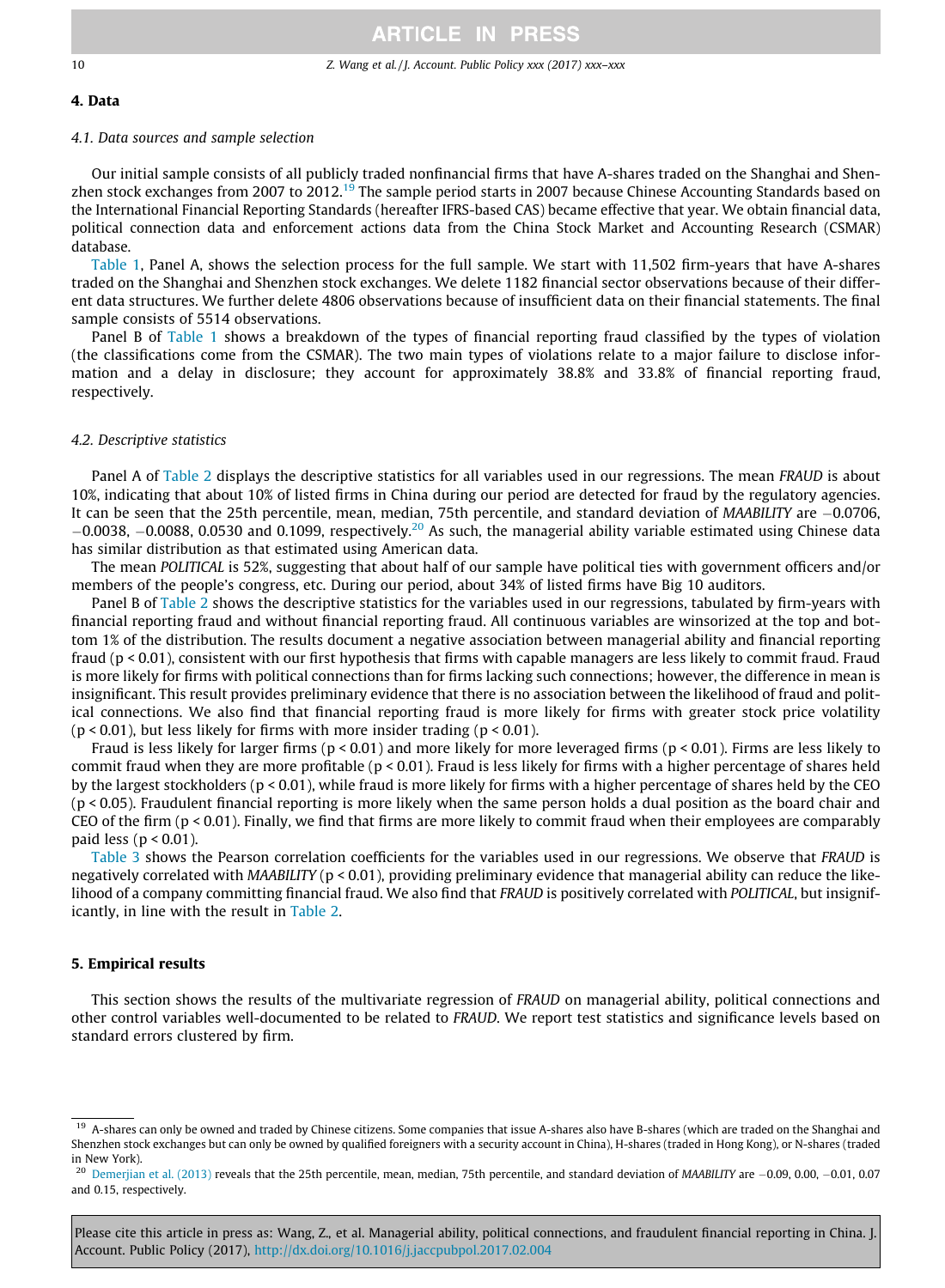## 4. Data

### 4.1. Data sources and sample selection

Our initial sample consists of all publicly traded nonfinancial firms that have A-shares traded on the Shanghai and Shenzhen stock exchanges from 2007 to 2012.[19] The sample period starts in 2007 because Chinese Accounting Standards based on the International Financial Reporting Standards (hereafter IFRS-based CAS) became effective that year. We obtain financial data, political connection data and enforcement actions data from the China Stock Market and Accounting Research (CSMAR) database.

Table 1, Panel A, shows the selection process for the full sample. We start with 11,502 firm-years that have A-shares traded on the Shanghai and Shenzhen stock exchanges. We delete 1182 financial sector observations because of their different data structures. We further delete 4806 observations because of insufficient data on their financial statements. The final sample consists of 5514 observations.

Panel B of Table 1 shows a breakdown of the types of financial reporting fraud classified by the types of violation (the classifications come from the CSMAR). The two main types of violations relate to a major failure to disclose information and a delay in disclosure; they account for approximately 38.8% and 33.8% of financial reporting fraud, respectively.

### 4.2. Descriptive statistics

Panel A of Table 2 displays the descriptive statistics for all variables used in our regressions. The mean *FRAUD* is about 10%, indicating that about 10% of listed firms in China during our period are detected for fraud by the regulatory agencies. It can be seen that the 25th percentile, mean, median, 75th percentile, and standard deviation of *MAABILITY* are −0.0706, −0.0038, −0.0088, 0.0530 and 0.1099, respectively.[20] As such, the managerial ability variable estimated using Chinese data has similar distribution as that estimated using American data.

The mean *POLITICAL* is 52%, suggesting that about half of our sample have political ties with government officers and/or members of the people's congress, etc. During our period, about 34% of listed firms have Big 10 auditors.

Panel B of Table 2 shows the descriptive statistics for the variables used in our regressions, tabulated by firm-years with financial reporting fraud and without financial reporting fraud. All continuous variables are winsorized at the top and bottom 1% of the distribution. The results document a negative association between managerial ability and financial reporting fraud ($p < 0.01$), consistent with our first hypothesis that firms with capable managers are less likely to commit fraud. Fraud is more likely for firms with political connections than for firms lacking such connections; however, the difference in mean is insignificant. This result provides preliminary evidence that there is no association between the likelihood of fraud and political connections. We also find that financial reporting fraud is more likely for firms with greater stock price volatility ($p < 0.01$), but less likely for firms with more insider trading ($p < 0.01$).

Fraud is less likely for larger firms ($p < 0.01$) and more likely for more leveraged firms ($p < 0.01$). Firms are less likely to commit fraud when they are more profitable ($p < 0.01$). Fraud is less likely for firms with a higher percentage of shares held by the largest stockholders ($p < 0.01$), while fraud is more likely for firms with a higher percentage of shares held by the CEO ($p < 0.05$). Fraudulent financial reporting is more likely when the same person holds a dual position as the board chair and CEO of the firm ($p < 0.01$). Finally, we find that firms are more likely to commit fraud when their employees are comparably paid less ($p < 0.01$).

Table 3 shows the Pearson correlation coefficients for the variables used in our regressions. We observe that *FRAUD* is negatively correlated with *MAABILITY* ($p < 0.01$), providing preliminary evidence that managerial ability can reduce the likelihood of a company committing financial fraud. We also find that *FRAUD* is positively correlated with *POLITICAL*, but insignificantly, in line with the result in Table 2.

## 5. Empirical results

This section shows the results of the multivariate regression of *FRAUD* on managerial ability, political connections and other control variables well-documented to be related to *FRAUD*. We report test statistics and significance levels based on standard errors clustered by firm.

---

[19] A-shares can only be owned and traded by Chinese citizens. Some companies that issue A-shares also have B-shares (which are traded on the Shanghai and Shenzhen stock exchanges but can only be owned by qualified foreigners with a security account in China), H-shares (traded in Hong Kong), or N-shares (traded in New York).

[20] Demerjian et al. (2013) reveals that the 25th percentile, mean, median, 75th percentile, and standard deviation of *MAABILITY* are −0.09, 0.00, −0.01, 0.07 and 0.15, respectively.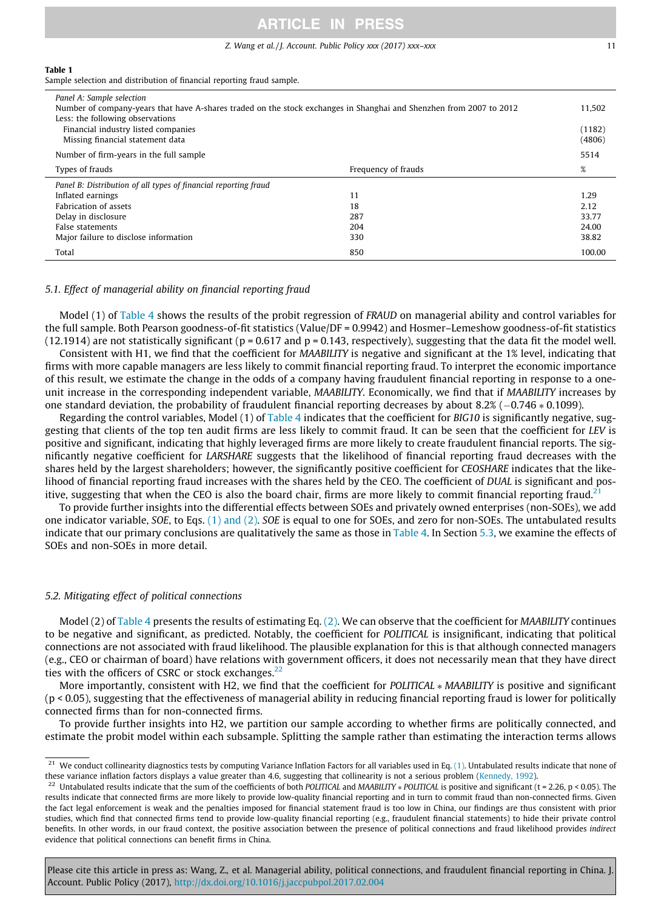**Table 1**
Sample selection and distribution of financial reporting fraud sample.

| | | |
|---|---|---|
| *Panel A: Sample selection* | | |
| Number of company-years that have A-shares traded on the stock exchanges in Shanghai and Shenzhen from 2007 to 2012 | | 11,502 |
| Less: the following observations | | |
| Financial industry listed companies | | (1182) |
| Missing financial statement data | | (4806) |
| Number of firm-years in the full sample | | 5514 |
| Types of frauds | Frequency of frauds | % |
| *Panel B: Distribution of all types of financial reporting fraud* | | |
| Inflated earnings | 11 | 1.29 |
| Fabrication of assets | 18 | 2.12 |
| Delay in disclosure | 287 | 33.77 |
| False statements | 204 | 24.00 |
| Major failure to disclose information | 330 | 38.82 |
| Total | 850 | 100.00 |

### 5.1. Effect of managerial ability on financial reporting fraud

Model (1) of Table 4 shows the results of the probit regression of *FRAUD* on managerial ability and control variables for the full sample. Both Pearson goodness-of-fit statistics (Value/DF = 0.9942) and Hosmer–Lemeshow goodness-of-fit statistics (12.1914) are not statistically significant ($p = 0.617$ and $p = 0.143$, respectively), suggesting that the data fit the model well.

Consistent with H1, we find that the coefficient for *MAABILITY* is negative and significant at the 1% level, indicating that firms with more capable managers are less likely to commit financial reporting fraud. To interpret the economic importance of this result, we estimate the change in the odds of a company having fraudulent financial reporting in response to a one-unit increase in the corresponding independent variable, *MAABILITY*. Economically, we find that if *MAABILITY* increases by one standard deviation, the probability of fraudulent financial reporting decreases by about 8.2% ($-0.746 * 0.1099$).

Regarding the control variables, Model (1) of Table 4 indicates that the coefficient for *BIG10* is significantly negative, suggesting that clients of the top ten audit firms are less likely to commit fraud. It can be seen that the coefficient for *LEV* is positive and significant, indicating that highly leveraged firms are more likely to create fraudulent financial reports. The significantly negative coefficient for *LARSHARE* suggests that the likelihood of financial reporting fraud decreases with the shares held by the largest shareholders; however, the significantly positive coefficient for *CEOSHARE* indicates that the likelihood of financial reporting fraud increases with the shares held by the CEO. The coefficient of *DUAL* is significant and positive, suggesting that when the CEO is also the board chair, firms are more likely to commit financial reporting fraud.[21]

To provide further insights into the differential effects between SOEs and privately owned enterprises (non-SOEs), we add one indicator variable, *SOE*, to Eqs. (1) and (2). *SOE* is equal to one for SOEs, and zero for non-SOEs. The untabulated results indicate that our primary conclusions are qualitatively the same as those in Table 4. In Section 5.3, we examine the effects of SOEs and non-SOEs in more detail.

### 5.2. Mitigating effect of political connections

Model (2) of Table 4 presents the results of estimating Eq. (2). We can observe that the coefficient for *MAABILITY* continues to be negative and significant, as predicted. Notably, the coefficient for *POLITICAL* is insignificant, indicating that political connections are not associated with fraud likelihood. The plausible explanation for this is that although connected managers (e.g., CEO or chairman of board) have relations with government officers, it does not necessarily mean that they have direct ties with the officers of CSRC or stock exchanges.[22]

More importantly, consistent with H2, we find that the coefficient for *POLITICAL* ∗ *MAABILITY* is positive and significant ($p < 0.05$), suggesting that the effectiveness of managerial ability in reducing financial reporting fraud is lower for politically connected firms than for non-connected firms.

To provide further insights into H2, we partition our sample according to whether firms are politically connected, and estimate the probit model within each subsample. Splitting the sample rather than estimating the interaction terms allows

[21] We conduct collinearity diagnostics tests by computing Variance Inflation Factors for all variables used in Eq. (1). Untabulated results indicate that none of these variance inflation factors displays a value greater than 4.6, suggesting that collinearity is not a serious problem (Kennedy, 1992).

[22] Untabulated results indicate that the sum of the coefficients of both *POLITICAL* and *MAABILITY* ∗ *POLITICAL* is positive and significant ($t = 2.26$, $p < 0.05$). The results indicate that connected firms are more likely to provide low-quality financial reporting and in turn to commit fraud than non-connected firms. Given the fact legal enforcement is weak and the penalties imposed for financial statement fraud is too low in China, our findings are thus consistent with prior studies, which find that connected firms tend to provide low-quality financial reporting (e.g., fraudulent financial statements) to hide their private control benefits. In other words, in our fraud context, the positive association between the presence of political connections and fraud likelihood provides *indirect* evidence that political connections can benefit firms in China.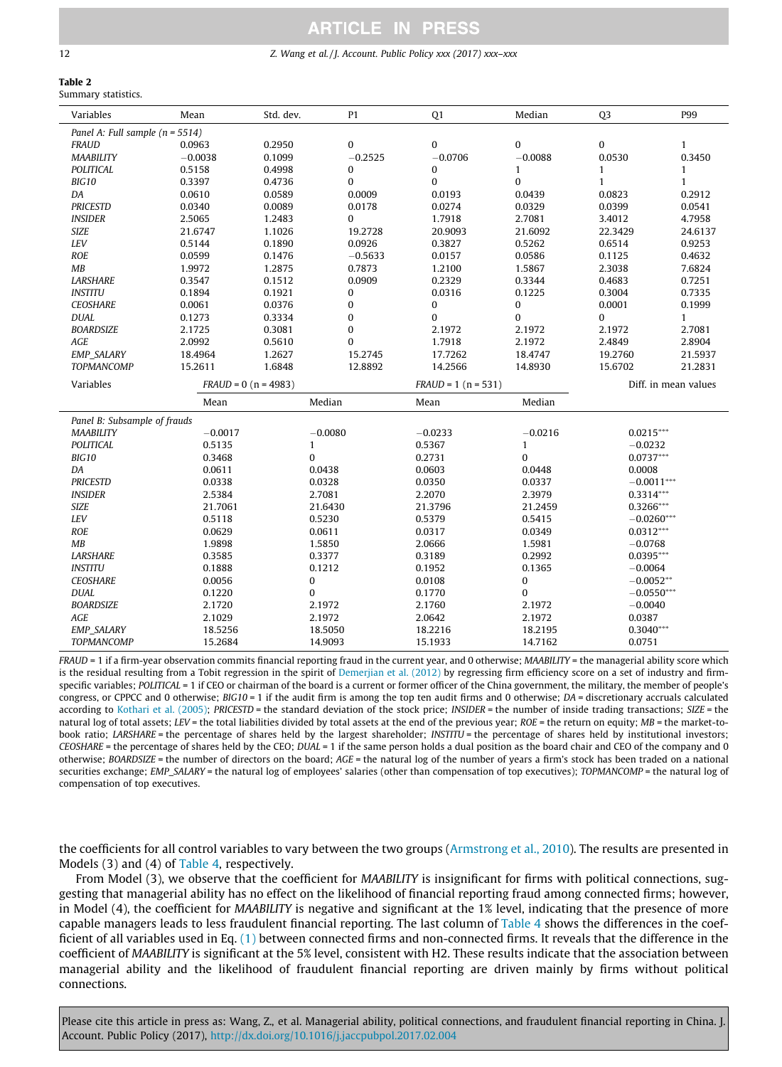**Table 2**
Summary statistics.

| Variables | Mean | Std. dev. | P1 | Q1 | Median | Q3 | P99 |
|---|---|---|---|---|---|---|---|
| *Panel A: Full sample (n = 5514)* | | | | | | | |
| *FRAUD* | 0.0963 | 0.2950 | 0 | 0 | 0 | 0 | 1 |
| *MAABILITY* | −0.0038 | 0.1099 | −0.2525 | −0.0706 | −0.0088 | 0.0530 | 0.3450 |
| *POLITICAL* | 0.5158 | 0.4998 | 0 | 0 | 1 | 1 | 1 |
| *BIG10* | 0.3397 | 0.4736 | 0 | 0 | 0 | 1 | 1 |
| *DA* | 0.0610 | 0.0589 | 0.0009 | 0.0193 | 0.0439 | 0.0823 | 0.2912 |
| *PRICESTD* | 0.0340 | 0.0089 | 0.0178 | 0.0274 | 0.0329 | 0.0399 | 0.0541 |
| *INSIDER* | 2.5065 | 1.2483 | 0 | 1.7918 | 2.7081 | 3.4012 | 4.7958 |
| *SIZE* | 21.6747 | 1.1026 | 19.2728 | 20.9093 | 21.6092 | 22.3429 | 24.6137 |
| *LEV* | 0.5144 | 0.1890 | 0.0926 | 0.3827 | 0.5262 | 0.6514 | 0.9253 |
| *ROE* | 0.0599 | 0.1476 | −0.5633 | 0.0157 | 0.0586 | 0.1125 | 0.4632 |
| *MB* | 1.9972 | 1.2875 | 0.7873 | 1.2100 | 1.5867 | 2.3038 | 7.6824 |
| *LARSHARE* | 0.3547 | 0.1512 | 0.0909 | 0.2329 | 0.3344 | 0.4683 | 0.7251 |
| *INSTITU* | 0.1894 | 0.1921 | 0 | 0.0316 | 0.1225 | 0.3004 | 0.7335 |
| *CEOSHARE* | 0.0061 | 0.0376 | 0 | 0 | 0 | 0.0001 | 0.1999 |
| *DUAL* | 0.1273 | 0.3334 | 0 | 0 | 0 | 0 | 1 |
| *BOARDSIZE* | 2.1725 | 0.3081 | 0 | 2.1972 | 2.1972 | 2.1972 | 2.7081 |
| *AGE* | 2.0992 | 0.5610 | 0 | 1.7918 | 2.1972 | 2.4849 | 2.8904 |
| *EMP_SALARY* | 18.4964 | 1.2627 | 15.2745 | 17.7262 | 18.4747 | 19.2760 | 21.5937 |
| *TOPMANCOMP* | 15.2611 | 1.6848 | 12.8892 | 14.2566 | 14.8930 | 15.6702 | 21.2831 |

| Variables | *FRAUD* = 0 (n = 4983) | | *FRAUD* = 1 (n = 531) | | Diff. in mean values |
|---|---|---|---|---|---|
| | Mean | Median | Mean | Median | |
| *Panel B: Subsample of frauds* | | | | | |
| *MAABILITY* | −0.0017 | −0.0080 | −0.0233 | −0.0216 | 0.0215*** |
| *POLITICAL* | 0.5135 | 1 | 0.5367 | 1 | −0.0232 |
| *BIG10* | 0.3468 | 0 | 0.2731 | 0 | 0.0737*** |
| *DA* | 0.0611 | 0.0438 | 0.0603 | 0.0448 | 0.0008 |
| *PRICESTD* | 0.0338 | 0.0328 | 0.0350 | 0.0337 | −0.0011*** |
| *INSIDER* | 2.5384 | 2.7081 | 2.2070 | 2.3979 | 0.3314*** |
| *SIZE* | 21.7061 | 21.6430 | 21.3796 | 21.2459 | 0.3266*** |
| *LEV* | 0.5118 | 0.5230 | 0.5379 | 0.5415 | −0.0260*** |
| *ROE* | 0.0629 | 0.0611 | 0.0317 | 0.0349 | 0.0312*** |
| *MB* | 1.9898 | 1.5850 | 2.0666 | 1.5981 | −0.0768 |
| *LARSHARE* | 0.3585 | 0.3377 | 0.3189 | 0.2992 | 0.0395*** |
| *INSTITU* | 0.1888 | 0.1212 | 0.1952 | 0.1365 | −0.0064 |
| *CEOSHARE* | 0.0056 | 0 | 0.0108 | 0 | −0.0052** |
| *DUAL* | 0.1220 | 0 | 0.1770 | 0 | −0.0550*** |
| *BOARDSIZE* | 2.1720 | 2.1972 | 2.1760 | 2.1972 | −0.0040 |
| *AGE* | 2.1029 | 2.1972 | 2.0642 | 2.1972 | 0.0387 |
| *EMP_SALARY* | 18.5256 | 18.5050 | 18.2216 | 18.2195 | 0.3040*** |
| *TOPMANCOMP* | 15.2684 | 14.9093 | 15.1933 | 14.7162 | 0.0751 |

*FRAUD* = 1 if a firm-year observation commits financial reporting fraud in the current year, and 0 otherwise; *MAABILITY* = the managerial ability score which is the residual resulting from a Tobit regression in the spirit of Demerjian et al. (2012) by regressing firm efficiency score on a set of industry and firm-specific variables; *POLITICAL* = 1 if CEO or chairman of the board is a current or former officer of the China government, the military, the member of people's congress, or CPPCC and 0 otherwise; *BIG10* = 1 if the audit firm is among the top ten audit firms and 0 otherwise; *DA* = discretionary accruals calculated according to Kothari et al. (2005); *PRICESTD* = the standard deviation of the stock price; *INSIDER* = the number of inside trading transactions; *SIZE* = the natural log of total assets; *LEV* = the total liabilities divided by total assets at the end of the previous year; *ROE* = the return on equity; *MB* = the market-to-book ratio; *LARSHARE* = the percentage of shares held by the largest shareholder; *INSTITU* = the percentage of shares held by institutional investors; *CEOSHARE* = the percentage of shares held by the CEO; *DUAL* = 1 if the same person holds a dual position as the board chair and CEO of the company and 0 otherwise; *BOARDSIZE* = the number of directors on the board; *AGE* = the natural log of the number of years a firm's stock has been traded on a national securities exchange; *EMP_SALARY* = the natural log of employees' salaries (other than compensation of top executives); *TOPMANCOMP* = the natural log of compensation of top executives.

the coefficients for all control variables to vary between the two groups (Armstrong et al., 2010). The results are presented in Models (3) and (4) of Table 4, respectively.

From Model (3), we observe that the coefficient for *MAABILITY* is insignificant for firms with political connections, suggesting that managerial ability has no effect on the likelihood of financial reporting fraud among connected firms; however, in Model (4), the coefficient for *MAABILITY* is negative and significant at the 1% level, indicating that the presence of more capable managers leads to less fraudulent financial reporting. The last column of Table 4 shows the differences in the coefficient of all variables used in Eq. (1) between connected firms and non-connected firms. It reveals that the difference in the coefficient of *MAABILITY* is significant at the 5% level, consistent with H2. These results indicate that the association between managerial ability and the likelihood of fraudulent financial reporting are driven mainly by firms without political connections.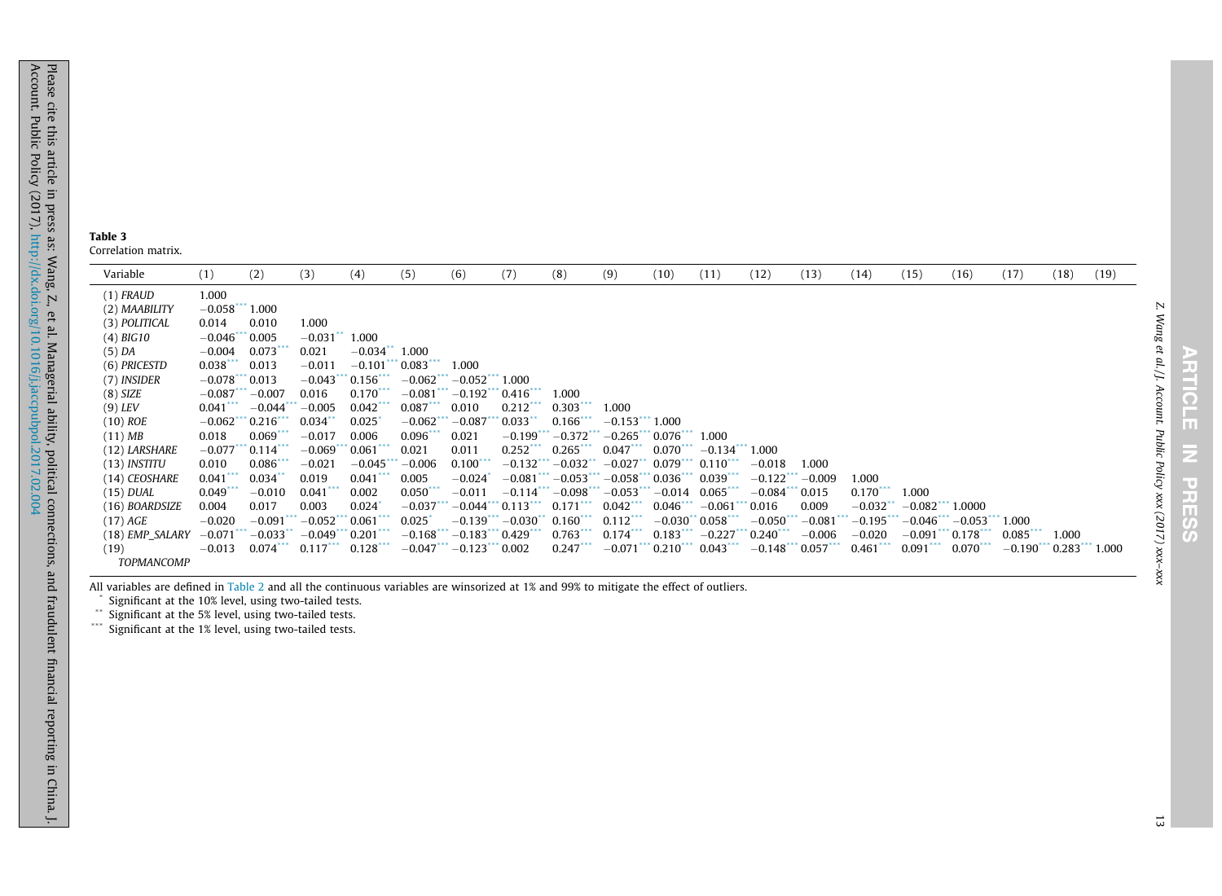**Table 3**
Correlation matrix.

| Variable | (1) | (2) | (3) | (4) | (5) | (6) | (7) | (8) | (9) | (10) | (11) | (12) | (13) | (14) | (15) | (16) | (17) | (18) | (19) |
|---|---|---|---|---|---|---|---|---|---|---|---|---|---|---|---|---|---|---|---|
| (1) *FRAUD* | 1.000 | | | | | | | | | | | | | | | | | | |
| (2) *MAABILITY* | −0.058*** | 1.000 | | | | | | | | | | | | | | | | | |
| (3) *POLITICAL* | 0.014 | 0.010 | 1.000 | | | | | | | | | | | | | | | | |
| (4) *BIG10* | −0.046*** | 0.005 | −0.031** | 1.000 | | | | | | | | | | | | | | | |
| (5) *DA* | −0.004 | 0.073*** | 0.021 | −0.034** | 1.000 | | | | | | | | | | | | | | |
| (6) *PRICESTD* | 0.038*** | 0.013 | −0.011 | −0.101*** | 0.083*** | 1.000 | | | | | | | | | | | | | |
| (7) *INSIDER* | −0.078*** | 0.013 | −0.043*** | 0.156*** | −0.062*** | −0.052*** | 1.000 | | | | | | | | | | | | |
| (8) *SIZE* | −0.087*** | −0.007 | 0.016 | 0.170*** | −0.081*** | −0.192*** | 0.416*** | 1.000 | | | | | | | | | | | |
| (9) *LEV* | 0.041*** | −0.044*** | −0.005 | 0.042*** | 0.087*** | 0.010 | 0.212*** | 0.303*** | 1.000 | | | | | | | | | | |
| (10) *ROE* | −0.062*** | 0.216*** | 0.034** | 0.025* | −0.062*** | −0.087*** | 0.033** | 0.166*** | −0.153*** | 1.000 | | | | | | | | | |
| (11) *MB* | 0.018 | 0.069*** | −0.017 | 0.006 | 0.096*** | 0.021 | −0.199*** | −0.372*** | −0.265*** | 0.076*** | 1.000 | | | | | | | | |
| (12) *LARSHARE* | −0.077*** | 0.114*** | −0.069*** | 0.061*** | 0.021 | 0.011 | 0.252*** | 0.265*** | 0.047*** | 0.070*** | −0.134*** | 1.000 | | | | | | | |
| (13) *INSTITU* | 0.010 | 0.086*** | −0.021 | −0.045*** | −0.006 | 0.100*** | −0.132*** | −0.032** | −0.027** | 0.079*** | 0.110*** | −0.018 | 1.000 | | | | | | |
| (14) *CEOSHARE* | 0.041*** | 0.034** | 0.019 | 0.041*** | 0.005 | −0.024* | −0.081*** | −0.053*** | −0.058*** | 0.036*** | 0.039*** | −0.122*** | −0.009 | 1.000 | | | | | |
| (15) *DUAL* | 0.049*** | −0.010 | 0.041*** | 0.002 | 0.050*** | −0.011 | −0.114*** | −0.098*** | −0.053*** | −0.014 | 0.065*** | −0.084*** | 0.015 | 0.170*** | 1.000 | | | | |
| (16) *BOARDSIZE* | 0.004 | 0.017 | 0.003 | 0.024* | −0.037*** | −0.044*** | 0.113*** | 0.171*** | 0.042*** | 0.046*** | −0.061*** | 0.016 | 0.009 | −0.032** | −0.082*** | 1.0000 | | | |
| (17) *AGE* | −0.020 | −0.091*** | −0.052*** | 0.061*** | 0.025* | −0.139*** | −0.030** | 0.160*** | 0.112*** | −0.030** | 0.058*** | −0.050*** | −0.081*** | −0.195*** | −0.046*** | −0.053*** | 1.000 | | |
| (18) *EMP_SALARY* | −0.071*** | −0.033** | −0.049*** | 0.201*** | −0.168*** | −0.183*** | 0.429*** | 0.763*** | 0.174*** | 0.183*** | −0.227*** | 0.240*** | −0.006 | −0.020 | −0.091*** | 0.178*** | 0.085*** | 1.000 | |
| (19) *TOPMANCOMP* | −0.013 | 0.074*** | 0.117*** | 0.128*** | −0.047*** | −0.123*** | 0.002 | 0.247*** | −0.071*** | 0.210*** | 0.043*** | −0.148*** | 0.057*** | 0.461*** | 0.091*** | 0.070*** | −0.190*** | 0.283*** | 1.000 |

All variables are defined in Table 2 and all the continuous variables are winsorized at 1% and 99% to mitigate the effect of outliers.
\* Significant at the 10% level, using two-tailed tests.
\*\* Significant at the 5% level, using two-tailed tests.
\*\*\* Significant at the 1% level, using two-tailed tests.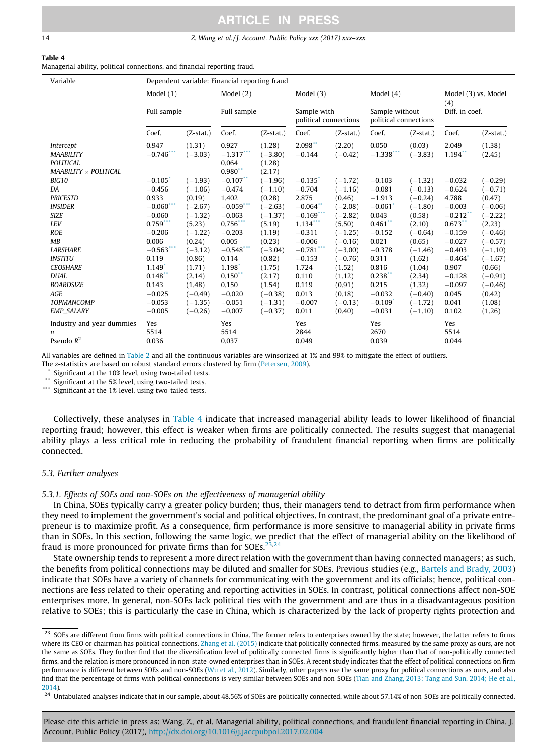**Table 4**
Managerial ability, political connections, and financial reporting fraud.

| Variable | Dependent variable: Financial reporting fraud | | | | | | | | | |
|---|---|---|---|---|---|---|---|---|---|---|
| | Model (1) | | Model (2) | | Model (3) | | Model (4) | | Model (3) vs. Model (4) | |
| | Full sample | | Full sample | | Sample with political connections | | Sample without political connections | | Diff. in coef. | |
| | Coef. | (Z-stat.) | Coef. | (Z-stat.) | Coef. | (Z-stat.) | Coef. | (Z-stat.) | Coef. | (Z-stat.) |
| *Intercept* | 0.947 | (1.31) | 0.927 | (1.28) | 2.098** | (2.20) | 0.050 | (0.03) | 2.049 | (1.38) |
| *MAABILITY* | −0.746*** | (−3.03) | −1.317*** | (−3.80) | −0.144 | (−0.42) | −1.338*** | (−3.83) | 1.194** | (2.45) |
| *POLITICAL* | | | 0.064 | (1.28) | | | | | | |
| *MAABILITY × POLITICAL* | | | 0.980** | (2.17) | | | | | | |
| *BIG10* | −0.105* | (−1.93) | −0.107** | (−1.96) | −0.135* | (−1.72) | −0.103 | (−1.32) | −0.032 | (−0.29) |
| *DA* | −0.456 | (−1.06) | −0.474 | (−1.10) | −0.704 | (−1.16) | −0.081 | (−0.13) | −0.624 | (−0.71) |
| *PRICESTD* | 0.933 | (0.19) | 1.402 | (0.28) | 2.875 | (0.46) | −1.913 | (−0.24) | 4.788 | (0.47) |
| *INSIDER* | −0.060*** | (−2.67) | −0.059*** | (−2.63) | −0.064** | (−2.08) | −0.061* | (−1.80) | −0.003 | (−0.06) |
| *SIZE* | −0.060 | (−1.32) | −0.063 | (−1.37) | −0.169*** | (−2.82) | 0.043 | (0.58) | −0.212** | (−2.22) |
| *LEV* | 0.759*** | (5.23) | 0.756*** | (5.19) | 1.134*** | (5.50) | 0.461** | (2.10) | 0.673** | (2.23) |
| *ROE* | −0.206 | (−1.22) | −0.203 | (1.19) | −0.311 | (−1.25) | −0.152 | (−0.64) | −0.159 | (−0.46) |
| *MB* | 0.006 | (0.24) | 0.005 | (0.23) | −0.006 | (−0.16) | 0.021 | (0.65) | −0.027 | (−0.57) |
| *LARSHARE* | −0.563*** | (−3.12) | −0.548*** | (−3.04) | −0.781*** | (−3.00) | −0.378 | (−1.46) | −0.403 | (−1.10) |
| *INSTITU* | 0.119 | (0.86) | 0.114 | (0.82) | −0.153 | (−0.76) | 0.311 | (1.62) | −0.464* | (−1.67) |
| *CEOSHARE* | 1.149* | (1.71) | 1.198* | (1.75) | 1.724 | (1.52) | 0.816 | (1.04) | 0.907 | (0.66) |
| *DUAL* | 0.148** | (2.14) | 0.150** | (2.17) | 0.110 | (1.12) | 0.238** | (2.34) | −0.128 | (−0.91) |
| *BOARDSIZE* | 0.143 | (1.48) | 0.150 | (1.54) | 0.119 | (0.91) | 0.215 | (1.32) | −0.097 | (−0.46) |
| *AGE* | −0.025 | (−0.49) | −0.020 | (−0.38) | 0.013 | (0.18) | −0.032 | (−0.40) | 0.045 | (0.42) |
| *TOPMANCOMP* | −0.053 | (−1.35) | −0.051 | (−1.31) | −0.007 | (−0.13) | −0.109* | (−1.72) | 0.041 | (1.08) |
| *EMP_SALARY* | −0.005 | (−0.26) | −0.007 | (−0.37) | 0.011 | (0.40) | −0.031 | (−1.10) | 0.102 | (1.26) |
| Industry and year dummies | Yes | | Yes | | Yes | | Yes | | Yes | |
| *n* | 5514 | | 5514 | | 2844 | | 2670 | | 5514 | |
| Pseudo $R^2$ | 0.036 | | 0.037 | | 0.049 | | 0.039 | | 0.044 | |

All variables are defined in Table 2 and all the continuous variables are winsorized at 1% and 99% to mitigate the effect of outliers.
The z-statistics are based on robust standard errors clustered by firm (Petersen, 2009).
\* Significant at the 10% level, using two-tailed tests.
\*\* Significant at the 5% level, using two-tailed tests.
\*\*\* Significant at the 1% level, using two-tailed tests.

Collectively, these analyses in Table 4 indicate that increased managerial ability leads to lower likelihood of financial reporting fraud; however, this effect is weaker when firms are politically connected. The results suggest that managerial ability plays a less critical role in reducing the probability of fraudulent financial reporting when firms are politically connected.

### 5.3. Further analyses

#### 5.3.1. Effects of SOEs and non-SOEs on the effectiveness of managerial ability

In China, SOEs typically carry a greater policy burden; thus, their managers tend to detract from firm performance when they need to implement the government's social and political objectives. In contrast, the predominant goal of a private entrepreneur is to maximize profit. As a consequence, firm performance is more sensitive to managerial ability in private firms than in SOEs. In this section, following the same logic, we predict that the effect of managerial ability on the likelihood of fraud is more pronounced for private firms than for SOEs.[23,24]

State ownership tends to represent a more direct relation with the government than having connected managers; as such, the benefits from political connections may be diluted and smaller for SOEs. Previous studies (e.g., Bartels and Brady, 2003) indicate that SOEs have a variety of channels for communicating with the government and its officials; hence, political connections are less related to their operating and reporting activities in SOEs. In contrast, political connections affect non-SOE enterprises more. In general, non-SOEs lack political ties with the government and are thus in a disadvantageous position relative to SOEs; this is particularly the case in China, which is characterized by the lack of property rights protection and

---

[23] SOEs are different from firms with political connections in China. The former refers to enterprises owned by the state; however, the latter refers to firms where its CEO or chairman has political connections. Zhang et al. (2015) indicate that politically connected firms, measured by the same proxy as ours, are not the same as SOEs. They further find that the diversification level of politically connected firms is significantly higher than that of non-politically connected firms, and the relation is more pronounced in non-state-owned enterprises than in SOEs. A recent study indicates that the effect of political connections on firm performance is different between SOEs and non-SOEs (Wu et al., 2012). Similarly, other papers use the same proxy for political connections as ours, and also find that the percentage of firms with political connections is very similar between SOEs and non-SOEs (Tian and Zhang, 2013; Tang and Sun, 2014; He et al., 2014).

[24] Untabulated analyses indicate that in our sample, about 48.56% of SOEs are politically connected, while about 57.14% of non-SOEs are politically connected.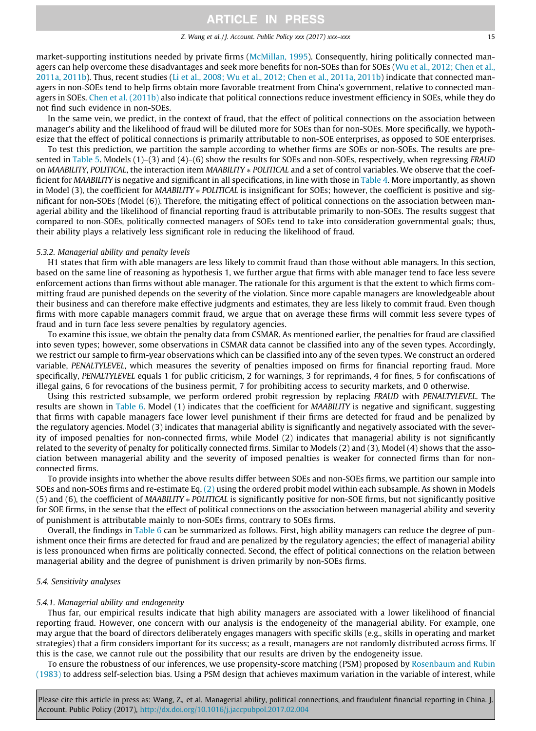market-supporting institutions needed by private firms (McMillan, 1995). Consequently, hiring politically connected managers can help overcome these disadvantages and seek more benefits for non-SOEs than for SOEs (Wu et al., 2012; Chen et al., 2011a, 2011b). Thus, recent studies (Li et al., 2008; Wu et al., 2012; Chen et al., 2011a, 2011b) indicate that connected managers in non-SOEs tend to help firms obtain more favorable treatment from China's government, relative to connected managers in SOEs. Chen et al. (2011b) also indicate that political connections reduce investment efficiency in SOEs, while they do not find such evidence in non-SOEs.

In the same vein, we predict, in the context of fraud, that the effect of political connections on the association between manager's ability and the likelihood of fraud will be diluted more for SOEs than for non-SOEs. More specifically, we hypothesize that the effect of political connections is primarily attributable to non-SOE enterprises, as opposed to SOE enterprises.

To test this prediction, we partition the sample according to whether firms are SOEs or non-SOEs. The results are presented in Table 5. Models (1)–(3) and (4)–(6) show the results for SOEs and non-SOEs, respectively, when regressing *FRAUD* on *MAABILITY*, *POLITICAL*, the interaction item *MAABILITY* * *POLITICAL* and a set of control variables. We observe that the coefficient for *MAABILITY* is negative and significant in all specifications, in line with those in Table 4. More importantly, as shown in Model (3), the coefficient for *MAABILITY* * *POLITICAL* is insignificant for SOEs; however, the coefficient is positive and significant for non-SOEs (Model (6)). Therefore, the mitigating effect of political connections on the association between managerial ability and the likelihood of financial reporting fraud is attributable primarily to non-SOEs. The results suggest that compared to non-SOEs, politically connected managers of SOEs tend to take into consideration governmental goals; thus, their ability plays a relatively less significant role in reducing the likelihood of fraud.

### 5.3.2. Managerial ability and penalty levels

H1 states that firm with able managers are less likely to commit fraud than those without able managers. In this section, based on the same line of reasoning as hypothesis 1, we further argue that firms with able manager tend to face less severe enforcement actions than firms without able manager. The rationale for this argument is that the extent to which firms committing fraud are punished depends on the severity of the violation. Since more capable managers are knowledgeable about their business and can therefore make effective judgments and estimates, they are less likely to commit fraud. Even though firms with more capable managers commit fraud, we argue that on average these firms will commit less severe types of fraud and in turn face less severe penalties by regulatory agencies.

To examine this issue, we obtain the penalty data from CSMAR. As mentioned earlier, the penalties for fraud are classified into seven types; however, some observations in CSMAR data cannot be classified into any of the seven types. Accordingly, we restrict our sample to firm-year observations which can be classified into any of the seven types. We construct an ordered variable, *PENALTYLEVEL*, which measures the severity of penalties imposed on firms for financial reporting fraud. More specifically, *PENALTYLEVEL* equals 1 for public criticism, 2 for warnings, 3 for reprimands, 4 for fines, 5 for confiscations of illegal gains, 6 for revocations of the business permit, 7 for prohibiting access to security markets, and 0 otherwise.

Using this restricted subsample, we perform ordered probit regression by replacing *FRAUD* with *PENALTYLEVEL*. The results are shown in Table 6. Model (1) indicates that the coefficient for *MAABILITY* is negative and significant, suggesting that firms with capable managers face lower level punishment if their firms are detected for fraud and be penalized by the regulatory agencies. Model (3) indicates that managerial ability is significantly and negatively associated with the severity of imposed penalties for non-connected firms, while Model (2) indicates that managerial ability is not significantly related to the severity of penalty for politically connected firms. Similar to Models (2) and (3), Model (4) shows that the association between managerial ability and the severity of imposed penalties is weaker for connected firms than for non-connected firms.

To provide insights into whether the above results differ between SOEs and non-SOEs firms, we partition our sample into SOEs and non-SOEs firms and re-estimate Eq. (2) using the ordered probit model within each subsample. As shown in Models (5) and (6), the coefficient of *MAABILITY* * *POLITICAL* is significantly positive for non-SOE firms, but not significantly positive for SOE firms, in the sense that the effect of political connections on the association between managerial ability and severity of punishment is attributable mainly to non-SOEs firms, contrary to SOEs firms.

Overall, the findings in Table 6 can be summarized as follows. First, high ability managers can reduce the degree of punishment once their firms are detected for fraud and are penalized by the regulatory agencies; the effect of managerial ability is less pronounced when firms are politically connected. Second, the effect of political connections on the relation between managerial ability and the degree of punishment is driven primarily by non-SOEs firms.

## 5.4. Sensitivity analyses

### 5.4.1. Managerial ability and endogeneity

Thus far, our empirical results indicate that high ability managers are associated with a lower likelihood of financial reporting fraud. However, one concern with our analysis is the endogeneity of the managerial ability. For example, one may argue that the board of directors deliberately engages managers with specific skills (e.g., skills in operating and market strategies) that a firm considers important for its success; as a result, managers are not randomly distributed across firms. If this is the case, we cannot rule out the possibility that our results are driven by the endogeneity issue.

To ensure the robustness of our inferences, we use propensity-score matching (PSM) proposed by Rosenbaum and Rubin (1983) to address self-selection bias. Using a PSM design that achieves maximum variation in the variable of interest, while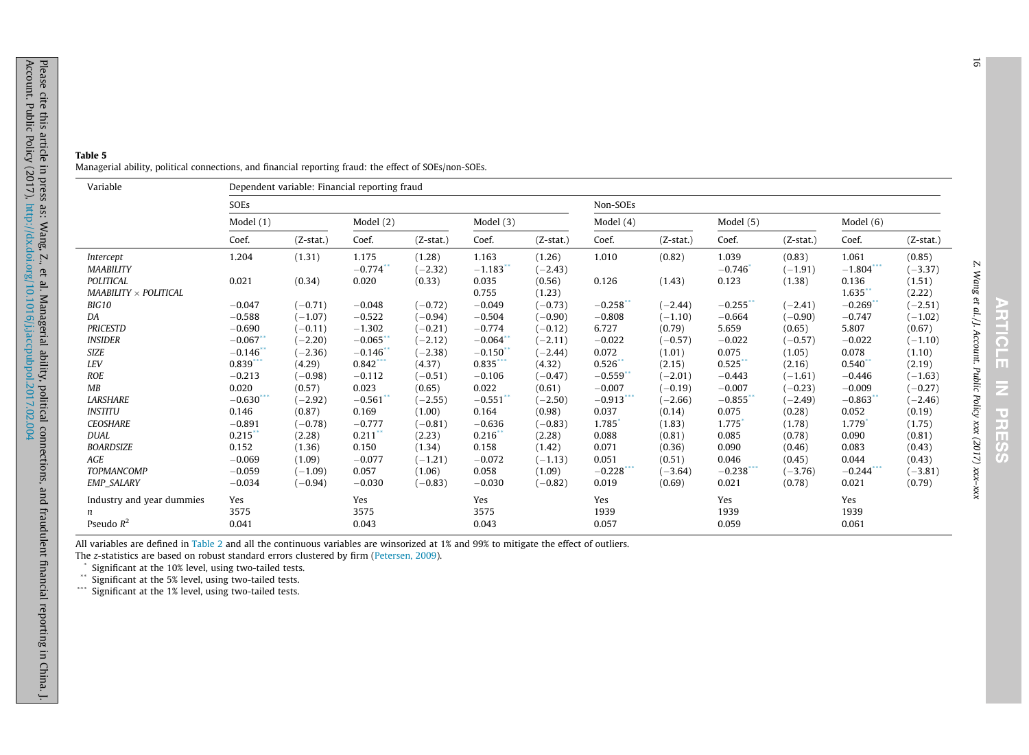**Table 5**

Managerial ability, political connections, and financial reporting fraud: the effect of SOEs/non-SOEs.

| Variable | Dependent variable: Financial reporting fraud | | | | | | | | | | | |
|---|---|---|---|---|---|---|---|---|---|---|---|---|
| | SOEs | | | | | | Non-SOEs | | | | | |
| | Model (1) | | Model (2) | | Model (3) | | Model (4) | | Model (5) | | Model (6) | |
| | Coef. | (Z-stat.) | Coef. | (Z-stat.) | Coef. | (Z-stat.) | Coef. | (Z-stat.) | Coef. | (Z-stat.) | Coef. | (Z-stat.) |
| *Intercept* | 1.204 | (1.31) | 1.175 | (1.28) | 1.163 | (1.26) | 1.010 | (0.82) | 1.039 | (0.83) | 1.061 | (0.85) |
| *MAABILITY* | | | −0.774** | (−2.32) | −1.183** | (−2.43) | | | −0.746* | (−1.91) | −1.804*** | (−3.37) |
| *POLITICAL* | 0.021 | (0.34) | 0.020 | (0.33) | 0.035 | (0.56) | 0.126 | (1.43) | 0.123 | (1.38) | 0.136 | (1.51) |
| *MAABILITY × POLITICAL* | | | | | 0.755 | (1.23) | | | | | 1.635** | (2.22) |
| *BIG10* | −0.047 | (−0.71) | −0.048 | (−0.72) | −0.049 | (−0.73) | −0.258** | (−2.44) | −0.255** | (−2.41) | −0.269** | (−2.51) |
| *DA* | −0.588 | (−1.07) | −0.522 | (−0.94) | −0.504 | (−0.90) | −0.808 | (−1.10) | −0.664 | (−0.90) | −0.747 | (−1.02) |
| *PRICESTD* | −0.690 | (−0.11) | −1.302 | (−0.21) | −0.774 | (−0.12) | 6.727 | (0.79) | 5.659 | (0.65) | 5.807 | (0.67) |
| *INSIDER* | −0.067** | (−2.20) | −0.065** | (−2.12) | −0.064** | (−2.11) | −0.022 | (−0.57) | −0.022 | (−0.57) | −0.022 | (−1.10) |
| *SIZE* | −0.146** | (−2.36) | −0.146** | (−2.38) | −0.150** | (−2.44) | 0.072 | (1.01) | 0.075 | (1.05) | 0.078 | (1.10) |
| *LEV* | 0.839*** | (4.29) | 0.842*** | (4.37) | 0.835*** | (4.32) | 0.526** | (2.15) | 0.525** | (2.16) | 0.540** | (2.19) |
| *ROE* | −0.213 | (−0.98) | −0.112 | (−0.51) | −0.106 | (−0.47) | −0.559** | (−2.01) | −0.443 | (−1.61) | −0.446 | (−1.63) |
| *MB* | 0.020 | (0.57) | 0.023 | (0.65) | 0.022 | (0.61) | −0.007 | (−0.19) | −0.007 | (−0.23) | −0.009 | (−0.27) |
| *LARSHARE* | −0.630*** | (−2.92) | −0.561** | (−2.55) | −0.551** | (−2.50) | −0.913*** | (−2.66) | −0.855** | (−2.49) | −0.863** | (−2.46) |
| *INSTITU* | 0.146 | (0.87) | 0.169 | (1.00) | 0.164 | (0.98) | 0.037 | (0.14) | 0.075 | (0.28) | 0.052 | (0.19) |
| *CEOSHARE* | −0.891 | (−0.78) | −0.777 | (−0.81) | −0.636 | (−0.83) | 1.785* | (1.83) | 1.775* | (1.78) | 1.779* | (1.75) |
| *DUAL* | 0.215** | (2.28) | 0.211** | (2.23) | 0.216** | (2.28) | 0.088 | (0.81) | 0.085 | (0.78) | 0.090 | (0.81) |
| *BOARDSIZE* | 0.152 | (1.36) | 0.150 | (1.34) | 0.158 | (1.42) | 0.071 | (0.36) | 0.090 | (0.46) | 0.083 | (0.43) |
| *AGE* | −0.069 | (1.09) | −0.077 | (−1.21) | −0.072 | (−1.13) | 0.051 | (0.51) | 0.046 | (0.45) | 0.044 | (0.43) |
| *TOPMANCOMP* | −0.059 | (−1.09) | 0.057 | (1.06) | 0.058 | (1.09) | −0.228*** | (−3.64) | −0.238*** | (−3.76) | −0.244*** | (−3.81) |
| *EMP_SALARY* | −0.034 | (−0.94) | −0.030 | (−0.83) | −0.030 | (−0.82) | 0.019 | (0.69) | 0.021 | (0.78) | 0.021 | (0.79) |
| Industry and year dummies | Yes | | Yes | | Yes | | Yes | | Yes | | Yes | |
| *n* | 3575 | | 3575 | | 3575 | | 1939 | | 1939 | | 1939 | |
| Pseudo $R^2$ | 0.041 | | 0.043 | | 0.043 | | 0.057 | | 0.059 | | 0.061 | |

All variables are defined in Table 2 and all the continuous variables are winsorized at 1% and 99% to mitigate the effect of outliers.

The z-statistics are based on robust standard errors clustered by firm (Petersen, 2009).

\* Significant at the 10% level, using two-tailed tests.

\*\* Significant at the 5% level, using two-tailed tests.

\*\*\* Significant at the 1% level, using two-tailed tests.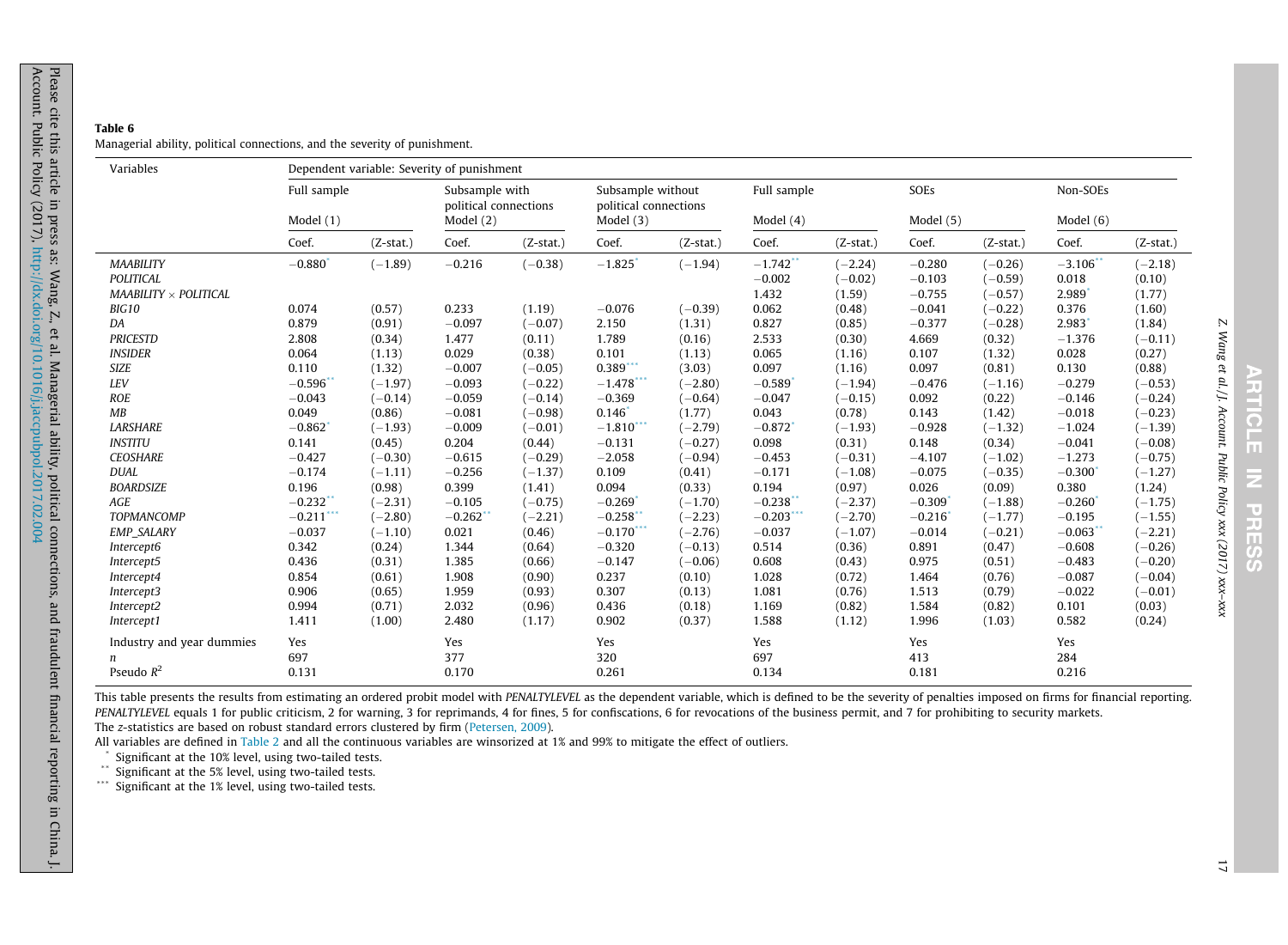**Table 6**

Managerial ability, political connections, and the severity of punishment.

| Variables | Dependent variable: Severity of punishment | | | | | | | | | | | |
|---|---|---|---|---|---|---|---|---|---|---|---|---|
| | Full sample | | Subsample with political connections | | Subsample without political connections | | Full sample | | SOEs | | Non-SOEs | |
| | Model (1) | | Model (2) | | Model (3) | | Model (4) | | Model (5) | | Model (6) | |
| | Coef. | (Z-stat.) | Coef. | (Z-stat.) | Coef. | (Z-stat.) | Coef. | (Z-stat.) | Coef. | (Z-stat.) | Coef. | (Z-stat.) |
| *MAABILITY* | −0.880* | (−1.89) | −0.216 | (−0.38) | −1.825* | (−1.94) | −1.742** | (−2.24) | −0.280 | (−0.26) | −3.106** | (−2.18) |
| *POLITICAL* | | | | | | | −0.002 | (−0.02) | −0.103 | (−0.59) | 0.018 | (0.10) |
| *MAABILITY × POLITICAL* | | | | | | | 1.432 | (1.59) | −0.755 | (−0.57) | 2.989* | (1.77) |
| *BIG10* | 0.074 | (0.57) | 0.233 | (1.19) | −0.076 | (−0.39) | 0.062 | (0.48) | −0.041 | (−0.22) | 0.376 | (1.60) |
| *DA* | 0.879 | (0.91) | −0.097 | (−0.07) | 2.150 | (1.31) | 0.827 | (0.85) | −0.377 | (−0.28) | 2.983* | (1.84) |
| *PRICESTD* | 2.808 | (0.34) | 1.477 | (0.11) | 1.789 | (0.16) | 2.533 | (0.30) | 4.669 | (0.32) | −1.376 | (−0.11) |
| *INSIDER* | 0.064 | (1.13) | 0.029 | (0.38) | 0.101 | (1.13) | 0.065 | (1.16) | 0.107 | (1.32) | 0.028 | (0.27) |
| *SIZE* | 0.110 | (1.32) | −0.007 | (−0.05) | 0.389*** | (3.03) | 0.097 | (1.16) | 0.097 | (0.81) | 0.130 | (0.88) |
| *LEV* | −0.596** | (−1.97) | −0.093 | (−0.22) | −1.478*** | (−2.80) | −0.589* | (−1.94) | −0.476 | (−1.16) | −0.279 | (−0.53) |
| *ROE* | −0.043 | (−0.14) | −0.059 | (−0.14) | −0.369 | (−0.64) | −0.047 | (−0.15) | 0.092 | (0.22) | −0.146 | (−0.24) |
| *MB* | 0.049 | (0.86) | −0.081 | (−0.98) | 0.146* | (1.77) | 0.043 | (0.78) | 0.143 | (1.42) | −0.018 | (−0.23) |
| *LARSHARE* | −0.862* | (−1.93) | −0.009 | (−0.01) | −1.810*** | (−2.79) | −0.872* | (−1.93) | −0.928 | (−1.32) | −1.024 | (−1.39) |
| *INSTITU* | 0.141 | (0.45) | 0.204 | (0.44) | −0.131 | (−0.27) | 0.098 | (0.31) | 0.148 | (0.34) | −0.041 | (−0.08) |
| *CEOSHARE* | −0.427 | (−0.30) | −0.615 | (−0.29) | −2.058 | (−0.94) | −0.453 | (−0.31) | −4.107 | (−1.02) | −1.273 | (−0.75) |
| *DUAL* | −0.174 | (−1.11) | −0.256 | (−1.37) | 0.109 | (0.41) | −0.171 | (−1.08) | −0.075 | (−0.35) | −0.300* | (−1.27) |
| *BOARDSIZE* | 0.196 | (0.98) | 0.399 | (1.41) | 0.094 | (0.33) | 0.194 | (0.97) | 0.026 | (0.09) | 0.380 | (1.24) |
| *AGE* | −0.232** | (−2.31) | −0.105 | (−0.75) | −0.269* | (−1.70) | −0.238** | (−2.37) | −0.309* | (−1.88) | −0.260* | (−1.75) |
| *TOPMANCOMP* | −0.211*** | (−2.80) | −0.262** | (−2.21) | −0.258** | (−2.23) | −0.203*** | (−2.70) | −0.216* | (−1.77) | −0.195 | (−1.55) |
| *EMP_SALARY* | −0.037 | (−1.10) | 0.021 | (0.46) | −0.170*** | (−2.76) | −0.037 | (−1.07) | −0.014 | (−0.21) | −0.063** | (−2.21) |
| *Intercept6* | 0.342 | (0.24) | 1.344 | (0.64) | −0.320 | (−0.13) | 0.514 | (0.36) | 0.891 | (0.47) | −0.608 | (−0.26) |
| *Intercept5* | 0.436 | (0.31) | 1.385 | (0.66) | −0.147 | (−0.06) | 0.608 | (0.43) | 0.975 | (0.51) | −0.483 | (−0.20) |
| *Intercept4* | 0.854 | (0.61) | 1.908 | (0.90) | 0.237 | (0.10) | 1.028 | (0.72) | 1.464 | (0.76) | −0.087 | (−0.04) |
| *Intercept3* | 0.906 | (0.65) | 1.959 | (0.93) | 0.307 | (0.13) | 1.081 | (0.76) | 1.513 | (0.79) | −0.022 | (−0.01) |
| *Intercept2* | 0.994 | (0.71) | 2.032 | (0.96) | 0.436 | (0.18) | 1.169 | (0.82) | 1.584 | (0.82) | 0.101 | (0.03) |
| *Intercept1* | 1.411 | (1.00) | 2.480 | (1.17) | 0.902 | (0.37) | 1.588 | (1.12) | 1.996 | (1.03) | 0.582 | (0.24) |
| Industry and year dummies | Yes | | Yes | | Yes | | Yes | | Yes | | Yes | |
| *n* | 697 | | 377 | | 320 | | 697 | | 413 | | 284 | |
| Pseudo $R^2$ | 0.131 | | 0.170 | | 0.261 | | 0.134 | | 0.181 | | 0.216 | |

This table presents the results from estimating an ordered probit model with *PENALTYLEVEL* as the dependent variable, which is defined to be the severity of penalties imposed on firms for financial reporting. *PENALTYLEVEL* equals 1 for public criticism, 2 for warning, 3 for reprimands, 4 for fines, 5 for confiscations, 6 for revocations of the business permit, and 7 for prohibiting to security markets.

The z-statistics are based on robust standard errors clustered by firm (Petersen, 2009).

All variables are defined in Table 2 and all the continuous variables are winsorized at 1% and 99% to mitigate the effect of outliers.

\* Significant at the 10% level, using two-tailed tests.

\*\* Significant at the 5% level, using two-tailed tests.

\*\*\* Significant at the 1% level, using two-tailed tests.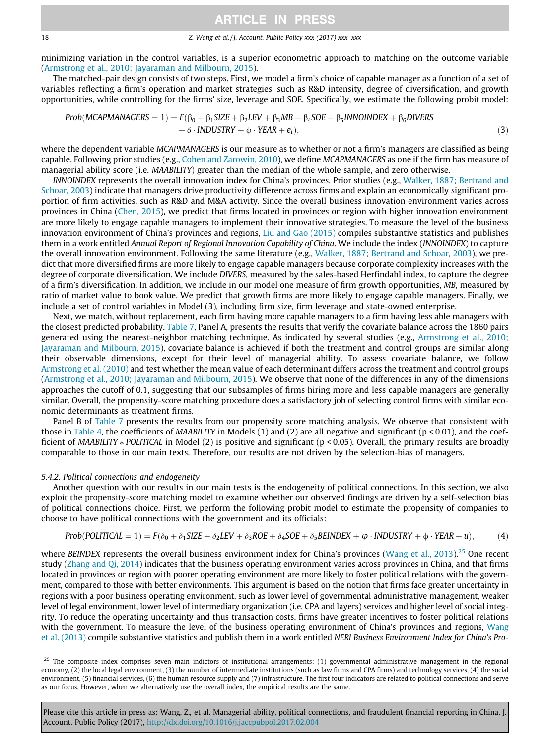minimizing variation in the control variables, is a superior econometric approach to matching on the outcome variable (Armstrong et al., 2010; Jayaraman and Milbourn, 2015).

The matched-pair design consists of two steps. First, we model a firm's choice of capable manager as a function of a set of variables reflecting a firm's operation and market strategies, such as R&D intensity, degree of diversification, and growth opportunities, while controlling for the firms' size, leverage and SOE. Specifically, we estimate the following probit model:

$$Prob(MCAPMANAGERS = 1) = F(\beta_0 + \beta_1 SIZE + \beta_2 LEV + \beta_3 MB + \beta_4 SOE + \beta_5 INNOINDEX + \beta_6 DIVERS + \delta \cdot INDUSTRY + \phi \cdot YEAR + e_t), \quad (3)$$

where the dependent variable *MCAPMANAGERS* is our measure as to whether or not a firm's managers are classified as being capable. Following prior studies (e.g., Cohen and Zarowin, 2010), we define *MCAPMANAGERS* as one if the firm has measure of managerial ability score (i.e. *MAABILITY*) greater than the median of the whole sample, and zero otherwise.

*INNOINDEX* represents the overall innovation index for China's provinces. Prior studies (e.g., Walker, 1887; Bertrand and Schoar, 2003) indicate that managers drive productivity difference across firms and explain an economically significant proportion of firm activities, such as R&D and M&A activity. Since the overall business innovation environment varies across provinces in China (Chen, 2015), we predict that firms located in provinces or region with higher innovation environment are more likely to engage capable managers to implement their innovative strategies. To measure the level of the business innovation environment of China's provinces and regions, Liu and Gao (2015) compiles substantive statistics and publishes them in a work entitled *Annual Report of Regional Innovation Capability of China*. We include the index (*INNOINDEX*) to capture the overall innovation environment. Following the same literature (e.g., Walker, 1887; Bertrand and Schoar, 2003), we predict that more diversified firms are more likely to engage capable managers because corporate complexity increases with the degree of corporate diversification. We include *DIVERS*, measured by the sales-based Herfindahl index, to capture the degree of a firm's diversification. In addition, we include in our model one measure of firm growth opportunities, *MB*, measured by ratio of market value to book value. We predict that growth firms are more likely to engage capable managers. Finally, we include a set of control variables in Model (3), including firm size, firm leverage and state-owned enterprise.

Next, we match, without replacement, each firm having more capable managers to a firm having less able managers with the closest predicted probability. Table 7, Panel A, presents the results that verify the covariate balance across the 1860 pairs generated using the nearest-neighbor matching technique. As indicated by several studies (e.g., Armstrong et al., 2010; Jayaraman and Milbourn, 2015), covariate balance is achieved if both the treatment and control groups are similar along their observable dimensions, except for their level of managerial ability. To assess covariate balance, we follow Armstrong et al. (2010) and test whether the mean value of each determinant differs across the treatment and control groups (Armstrong et al., 2010; Jayaraman and Milbourn, 2015). We observe that none of the differences in any of the dimensions approaches the cutoff of 0.1, suggesting that our subsamples of firms hiring more and less capable managers are generally similar. Overall, the propensity-score matching procedure does a satisfactory job of selecting control firms with similar economic determinants as treatment firms.

Panel B of Table 7 presents the results from our propensity score matching analysis. We observe that consistent with those in Table 4, the coefficients of *MAABILITY* in Models (1) and (2) are all negative and significant ($p < 0.01$), and the coefficient of *MAABILITY* ∗ *POLITICAL* in Model (2) is positive and significant ($p < 0.05$). Overall, the primary results are broadly comparable to those in our main texts. Therefore, our results are not driven by the selection-bias of managers.

### 5.4.2. Political connections and endogeneity

Another question with our results in our main tests is the endogeneity of political connections. In this section, we also exploit the propensity-score matching model to examine whether our observed findings are driven by a self-selection bias of political connections choice. First, we perform the following probit model to estimate the propensity of companies to choose to have political connections with the government and its officials:

$$Prob(POLITICAL = 1) = F(\delta_0 + \delta_1 SIZE + \delta_2 LEV + \delta_3 ROE + \delta_4 SOE + \delta_5 BEINDEX + \varphi \cdot INDUSTRY + \phi \cdot YEAR + u), \quad (4)$$

where *BEINDEX* represents the overall business environment index for China's provinces (Wang et al., 2013).[25] One recent study (Zhang and Qi, 2014) indicates that the business operating environment varies across provinces in China, and that firms located in provinces or region with poorer operating environment are more likely to foster political relations with the government, compared to those with better environments. This argument is based on the notion that firms face greater uncertainty in regions with a poor business operating environment, such as lower level of governmental administrative management, weaker level of legal environment, lower level of intermediary organization (i.e. CPA and layers) services and higher level of social integrity. To reduce the operating uncertainty and thus transaction costs, firms have greater incentives to foster political relations with the government. To measure the level of the business operating environment of China's provinces and regions, Wang et al. (2013) compile substantive statistics and publish them in a work entitled *NERI Business Environment Index for China's Pro-*

[25] The composite index comprises seven main indictors of institutional arrangements: (1) governmental administrative management in the regional economy, (2) the local legal environment, (3) the number of intermediate institutions (such as law firms and CPA firms) and technology services, (4) the social environment, (5) financial services, (6) the human resource supply and (7) infrastructure. The first four indicators are related to political connections and serve as our focus. However, when we alternatively use the overall index, the empirical results are the same.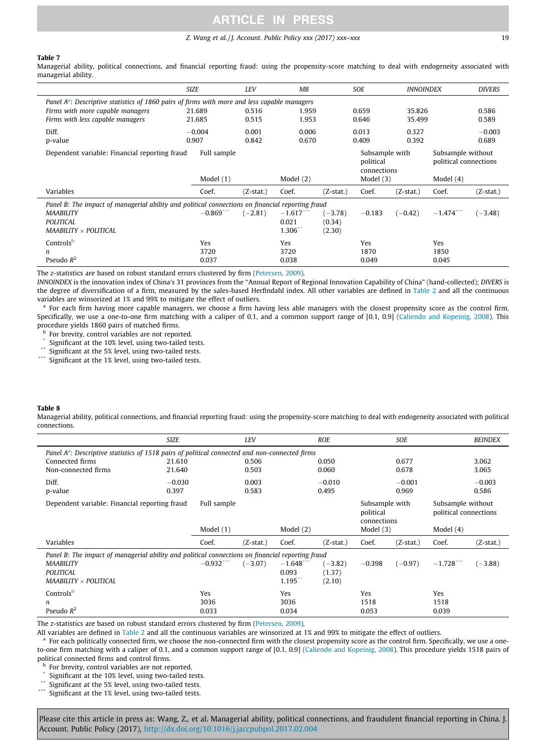**Table 7**

Managerial ability, political connections, and financial reporting fraud: using the propensity-score matching to deal with endogeneity associated with managerial ability.

| | *SIZE* | *LEV* | *MB* | *SOE* | *INNOINDEX* | *DIVERS* |
|---|---|---|---|---|---|---|
| *Panel A*[a]*: Descriptive statistics of 1860 pairs of firms with more and less capable managers* | | | | | | |
| *Firms with more capable managers* | 21.689 | 0.516 | 1.959 | 0.659 | 35.826 | 0.586 |
| *Firms with less capable managers* | 21.685 | 0.515 | 1.953 | 0.646 | 35.499 | 0.589 |
| Diff. | −0.004 | 0.001 | 0.006 | 0.013 | 0.327 | −0.003 |
| p-value | 0.907 | 0.842 | 0.670 | 0.409 | 0.392 | 0.689 |

| Dependent variable: Financial reporting fraud | Full sample | | | | Subsample with political connections | | Subsample without political connections | |
|---|---|---|---|---|---|---|---|---|
| | Model (1) | | Model (2) | | Model (3) | | Model (4) | |
| Variables | Coef. | (Z-stat.) | Coef. | (Z-stat.) | Coef. | (Z-stat.) | Coef. | (Z-stat.) |
| *Panel B: The impact of managerial ability and political connections on financial reporting fraud* | | | | | | | | |
| *MAABILITY* | −0.869*** | (−2.81) | −1.617*** | (−3.78) | −0.183 | (−0.42) | −1.474*** | (−3.48) |
| *POLITICAL* | | | 0.021 | (0.34) | | | | |
| *MAABILITY* × *POLITICAL* | | | 1.306** | (2.30) | | | | |
| Controls[b] | Yes | | Yes | | Yes | | Yes | |
| *n* | 3720 | | 3720 | | 1870 | | 1850 | |
| Pseudo $R^2$ | 0.037 | | 0.038 | | 0.049 | | 0.045 | |

The *z*-statistics are based on robust standard errors clustered by firm (Petersen, 2009).

*INNOINDEX* is the innovation index of China's 31 provinces from the "Annual Report of Regional Innovation Capability of China" (hand-collected); *DIVERS* is the degree of diversification of a firm, measured by the sales-based Herfindahl index. All other variables are defined in Table 2 and all the continuous variables are winsorized at 1% and 99% to mitigate the effect of outliers.

[a] For each firm having more capable managers, we choose a firm having less able managers with the closest propensity score as the control firm. Specifically, we use a one-to-one firm matching with a caliper of 0.1, and a common support range of [0.1, 0.9] (Caliendo and Kopeinig, 2008). This procedure yields 1860 pairs of matched firms.

[b] For brevity, control variables are not reported.

\* Significant at the 10% level, using two-tailed tests.

\*\* Significant at the 5% level, using two-tailed tests.

\*\*\* Significant at the 1% level, using two-tailed tests.

**Table 8**

Managerial ability, political connections, and financial reporting fraud: using the propensity-score matching to deal with endogeneity associated with political connections.

| | *SIZE* | *LEV* | *ROE* | *SOE* | *BEINDEX* |
|---|---|---|---|---|---|
| *Panel A*[a]*: Descriptive statistics of 1518 pairs of political connected and non-connected firms* | | | | | |
| Connected firms | 21.610 | 0.506 | 0.050 | 0.677 | 3.062 |
| Non-connected firms | 21.640 | 0.503 | 0.060 | 0.678 | 3.065 |
| Diff. | −0.030 | 0.003 | −0.010 | −0.001 | −0.003 |
| p-value | 0.397 | 0.583 | 0.495 | 0.969 | 0.586 |

| Dependent variable: Financial reporting fraud | Full sample | | | | Subsample with political connections | | Subsample without political connections | |
|---|---|---|---|---|---|---|---|---|
| | Model (1) | | Model (2) | | Model (3) | | Model (4) | |
| Variables | Coef. | (Z-stat.) | Coef. | (Z-stat.) | Coef. | (Z-stat.) | Coef. | (Z-stat.) |
| *Panel B: The impact of managerial ability and political connections on financial reporting fraud* | | | | | | | | |
| *MAABILITY* | −0.932*** | (−3.07) | −1.648*** | (−3.82) | −0.398 | (−0.97) | −1.728*** | (−3.88) |
| *POLITICAL* | | | 0.093 | (1.37) | | | | |
| *MAABILITY* × *POLITICAL* | | | 1.195** | (2.10) | | | | |
| Controls[b] | Yes | | Yes | | Yes | | Yes | |
| *n* | 3036 | | 3036 | | 1518 | | 1518 | |
| Pseudo $R^2$ | 0.033 | | 0.034 | | 0.053 | | 0.039 | |

The *z*-statistics are based on robust standard errors clustered by firm (Petersen, 2009).

All variables are defined in Table 2 and all the continuous variables are winsorized at 1% and 99% to mitigate the effect of outliers.

[a] For each politically connected firm, we choose the non-connected firm with the closest propensity score as the control firm. Specifically, we use a one-to-one firm matching with a caliper of 0.1, and a common support range of [0.1, 0.9] (Caliendo and Kopeinig, 2008). This procedure yields 1518 pairs of political connected firms and control firms.

[b] For brevity, control variables are not reported.

\* Significant at the 10% level, using two-tailed tests.

\*\* Significant at the 5% level, using two-tailed tests.

\*\*\* Significant at the 1% level, using two-tailed tests.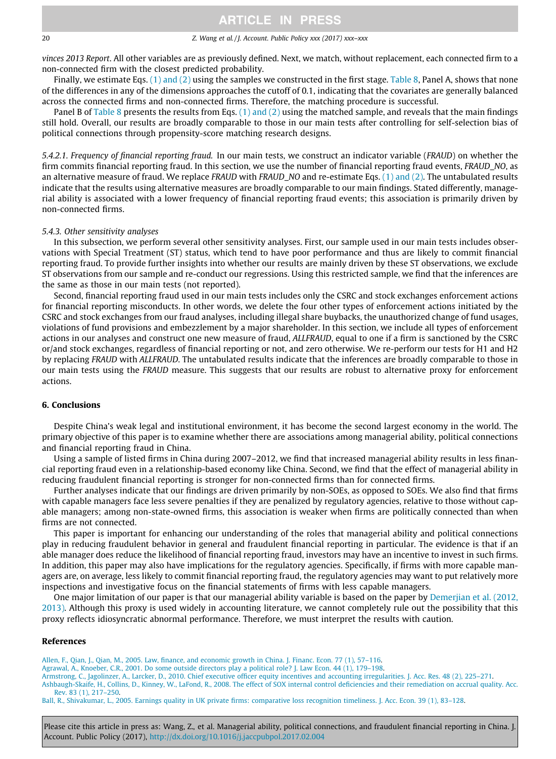*vinces 2013 Report*. All other variables are as previously defined. Next, we match, without replacement, each connected firm to a non-connected firm with the closest predicted probability.

Finally, we estimate Eqs. (1) and (2) using the samples we constructed in the first stage. Table 8, Panel A, shows that none of the differences in any of the dimensions approaches the cutoff of 0.1, indicating that the covariates are generally balanced across the connected firms and non-connected firms. Therefore, the matching procedure is successful.

Panel B of Table 8 presents the results from Eqs. (1) and (2) using the matched sample, and reveals that the main findings still hold. Overall, our results are broadly comparable to those in our main tests after controlling for self-selection bias of political connections through propensity-score matching research designs.

*5.4.2.1. Frequency of financial reporting fraud.* In our main tests, we construct an indicator variable (*FRAUD*) on whether the firm commits financial reporting fraud. In this section, we use the number of financial reporting fraud events, *FRAUD_NO*, as an alternative measure of fraud. We replace *FRAUD* with *FRAUD_NO* and re-estimate Eqs. (1) and (2). The untabulated results indicate that the results using alternative measures are broadly comparable to our main findings. Stated differently, managerial ability is associated with a lower frequency of financial reporting fraud events; this association is primarily driven by non-connected firms.

*5.4.3. Other sensitivity analyses*

In this subsection, we perform several other sensitivity analyses. First, our sample used in our main tests includes observations with Special Treatment (ST) status, which tend to have poor performance and thus are likely to commit financial reporting fraud. To provide further insights into whether our results are mainly driven by these ST observations, we exclude ST observations from our sample and re-conduct our regressions. Using this restricted sample, we find that the inferences are the same as those in our main tests (not reported).

Second, financial reporting fraud used in our main tests includes only the CSRC and stock exchanges enforcement actions for financial reporting misconducts. In other words, we delete the four other types of enforcement actions initiated by the CSRC and stock exchanges from our fraud analyses, including illegal share buybacks, the unauthorized change of fund usages, violations of fund provisions and embezzlement by a major shareholder. In this section, we include all types of enforcement actions in our analyses and construct one new measure of fraud, *ALLFRAUD*, equal to one if a firm is sanctioned by the CSRC or/and stock exchanges, regardless of financial reporting or not, and zero otherwise. We re-perform our tests for H1 and H2 by replacing *FRAUD* with *ALLFRAUD*. The untabulated results indicate that the inferences are broadly comparable to those in our main tests using the *FRAUD* measure. This suggests that our results are robust to alternative proxy for enforcement actions.

## 6. Conclusions

Despite China's weak legal and institutional environment, it has become the second largest economy in the world. The primary objective of this paper is to examine whether there are associations among managerial ability, political connections and financial reporting fraud in China.

Using a sample of listed firms in China during 2007–2012, we find that increased managerial ability results in less financial reporting fraud even in a relationship-based economy like China. Second, we find that the effect of managerial ability in reducing fraudulent financial reporting is stronger for non-connected firms than for connected firms.

Further analyses indicate that our findings are driven primarily by non-SOEs, as opposed to SOEs. We also find that firms with capable managers face less severe penalties if they are penalized by regulatory agencies, relative to those without capable managers; among non-state-owned firms, this association is weaker when firms are politically connected than when firms are not connected.

This paper is important for enhancing our understanding of the roles that managerial ability and political connections play in reducing fraudulent behavior in general and fraudulent financial reporting in particular. The evidence is that if an able manager does reduce the likelihood of financial reporting fraud, investors may have an incentive to invest in such firms. In addition, this paper may also have implications for the regulatory agencies. Specifically, if firms with more capable managers are, on average, less likely to commit financial reporting fraud, the regulatory agencies may want to put relatively more inspections and investigative focus on the financial statements of firms with less capable managers.

One major limitation of our paper is that our managerial ability variable is based on the paper by Demerjian et al. (2012, 2013). Although this proxy is used widely in accounting literature, we cannot completely rule out the possibility that this proxy reflects idiosyncratic abnormal performance. Therefore, we must interpret the results with caution.

## References

Allen, F., Qian, J., Qian, M., 2005. Law, finance, and economic growth in China. J. Financ. Econ. 77 (1), 57–116.

Agrawal, A., Knoeber, C.R., 2001. Do some outside directors play a political role? J. Law Econ. 44 (1), 179–198.

Armstrong, C., Jagolinzer, A., Larcker, D., 2010. Chief executive officer equity incentives and accounting irregularities. J. Acc. Res. 48 (2), 225–271.

Ashbaugh-Skaife, H., Collins, D., Kinney, W., LaFond, R., 2008. The effect of SOX internal control deficiencies and their remediation on accrual quality. Acc. Rev. 83 (1), 217–250.

Ball, R., Shivakumar, L., 2005. Earnings quality in UK private firms: comparative loss recognition timeliness. J. Acc. Econ. 39 (1), 83–128.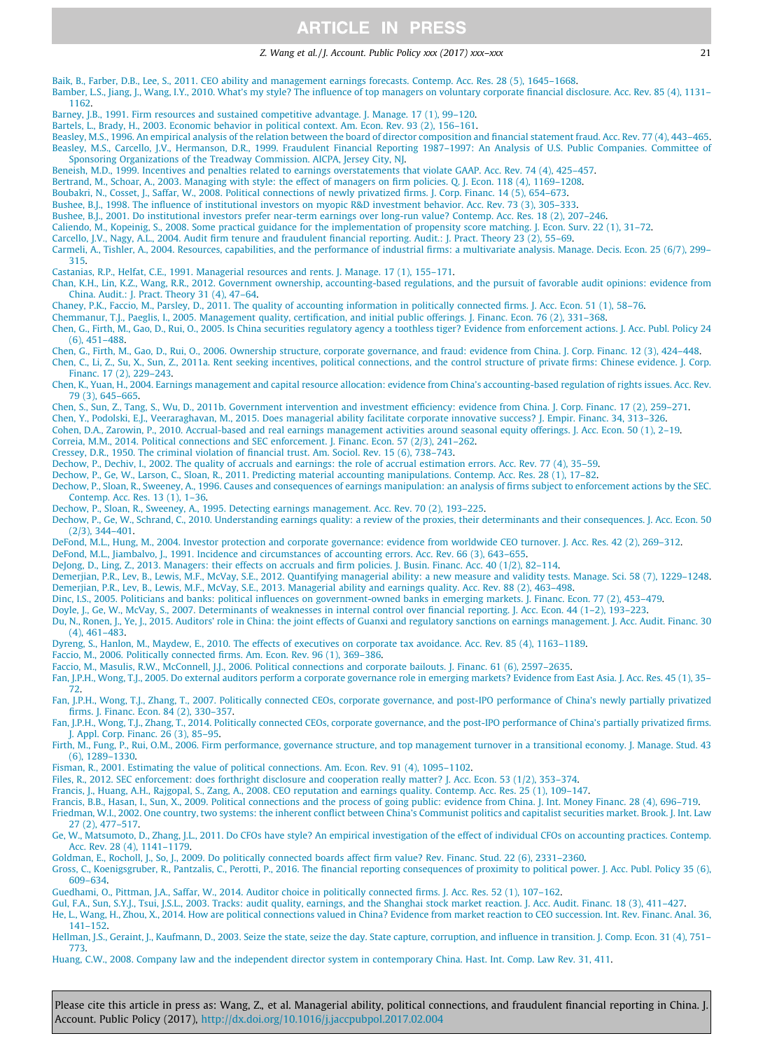Baik, B., Farber, D.B., Lee, S., 2011. CEO ability and management earnings forecasts. Contemp. Acc. Res. 28 (5), 1645–1668.

Bamber, L.S., Jiang, J., Wang, I.Y., 2010. What's my style? The influence of top managers on voluntary corporate financial disclosure. Acc. Rev. 85 (4), 1131–1162.

Barney, J.B., 1991. Firm resources and sustained competitive advantage. J. Manage. 17 (1), 99–120.

Bartels, L., Brady, H., 2003. Economic behavior in political context. Am. Econ. Rev. 93 (2), 156–161.

Beasley, M.S., 1996. An empirical analysis of the relation between the board of director composition and financial statement fraud. Acc. Rev. 77 (4), 443–465.

Beasley, M.S., Carcello, J.V., Hermanson, D.R., 1999. Fraudulent Financial Reporting 1987–1997: An Analysis of U.S. Public Companies. Committee of Sponsoring Organizations of the Treadway Commission. AICPA, Jersey City, NJ.

Beneish, M.D., 1999. Incentives and penalties related to earnings overstatements that violate GAAP. Acc. Rev. 74 (4), 425–457.

Bertrand, M., Schoar, A., 2003. Managing with style: the effect of managers on firm policies. Q. J. Econ. 118 (4), 1169–1208.

Boubakri, N., Cosset, J., Saffar, W., 2008. Political connections of newly privatized firms. J. Corp. Financ. 14 (5), 654–673.

Bushee, B.J., 1998. The influence of institutional investors on myopic R&D investment behavior. Acc. Rev. 73 (3), 305–333.

Bushee, B.J., 2001. Do institutional investors prefer near-term earnings over long-run value? Contemp. Acc. Res. 18 (2), 207–246.

Caliendo, M., Kopeinig, S., 2008. Some practical guidance for the implementation of propensity score matching. J. Econ. Surv. 22 (1), 31–72.

Carcello, J.V., Nagy, A.L., 2004. Audit firm tenure and fraudulent financial reporting. Audit.: J. Pract. Theory 23 (2), 55–69.

Carmeli, A., Tishler, A., 2004. Resources, capabilities, and the performance of industrial firms: a multivariate analysis. Manage. Decis. Econ. 25 (6/7), 299–315.

Castanias, R.P., Helfat, C.E., 1991. Managerial resources and rents. J. Manage. 17 (1), 155–171.

Chan, K.H., Lin, K.Z., Wang, R.R., 2012. Government ownership, accounting-based regulations, and the pursuit of favorable audit opinions: evidence from China. Audit.: J. Pract. Theory 31 (4), 47–64.

Chaney, P.K., Faccio, M., Parsley, D., 2011. The quality of accounting information in politically connected firms. J. Acc. Econ. 51 (1), 58–76.

Chemmanur, T.J., Paeglis, I., 2005. Management quality, certification, and initial public offerings. J. Financ. Econ. 76 (2), 331–368.

Chen, G., Firth, M., Gao, D., Rui, O., 2005. Is China securities regulatory agency a toothless tiger? Evidence from enforcement actions. J. Acc. Publ. Policy 24 (6), 451–488.

Chen, G., Firth, M., Gao, D., Rui, O., 2006. Ownership structure, corporate governance, and fraud: evidence from China. J. Corp. Financ. 12 (3), 424–448.

Chen, C., Li, Z., Su, X., Sun, Z., 2011a. Rent seeking incentives, political connections, and the control structure of private firms: Chinese evidence. J. Corp. Financ. 17 (2), 229–243.

Chen, K., Yuan, H., 2004. Earnings management and capital resource allocation: evidence from China's accounting-based regulation of rights issues. Acc. Rev. 79 (3), 645–665.

Chen, S., Sun, Z., Tang, S., Wu, D., 2011b. Government intervention and investment efficiency: evidence from China. J. Corp. Financ. 17 (2), 259–271.

Chen, Y., Podolski, E.J., Veeraraghavan, M., 2015. Does managerial ability facilitate corporate innovative success? J. Empir. Financ. 34, 313–326.

Cohen, D.A., Zarowin, P., 2010. Accrual-based and real earnings management activities around seasonal equity offerings. J. Acc. Econ. 50 (1), 2–19.

Correia, M.M., 2014. Political connections and SEC enforcement. J. Financ. Econ. 57 (2/3), 241–262.

Cressey, D.R., 1950. The criminal violation of financial trust. Am. Sociol. Rev. 15 (6), 738–743.

Dechow, P., Dechiv, I., 2002. The quality of accruals and earnings: the role of accrual estimation errors. Acc. Rev. 77 (4), 35–59.

Dechow, P., Ge, W., Larson, C., Sloan, R., 2011. Predicting material accounting manipulations. Contemp. Acc. Res. 28 (1), 17–82.

Dechow, P., Sloan, R., Sweeney, A., 1996. Causes and consequences of earnings manipulation: an analysis of firms subject to enforcement actions by the SEC. Contemp. Acc. Res. 13 (1), 1–36.

Dechow, P., Sloan, R., Sweeney, A., 1995. Detecting earnings management. Acc. Rev. 70 (2), 193–225.

Dechow, P., Ge, W., Schrand, C., 2010. Understanding earnings quality: a review of the proxies, their determinants and their consequences. J. Acc. Econ. 50 (2/3), 344–401.

DeFond, M.L., Hung, M., 2004. Investor protection and corporate governance: evidence from worldwide CEO turnover. J. Acc. Res. 42 (2), 269–312.

DeFond, M.L., Jiambalvo, J., 1991. Incidence and circumstances of accounting errors. Acc. Rev. 66 (3), 643–655.

DeJong, D., Ling, Z., 2013. Managers: their effects on accruals and firm policies. J. Busin. Financ. Acc. 40 (1/2), 82–114.

Demerjian, P.R., Lev, B., Lewis, M.F., McVay, S.E., 2012. Quantifying managerial ability: a new measure and validity tests. Manage. Sci. 58 (7), 1229–1248.

Demerjian, P.R., Lev, B., Lewis, M.F., McVay, S.E., 2013. Managerial ability and earnings quality. Acc. Rev. 88 (2), 463–498.

Dinc, I.S., 2005. Politicians and banks: political influences on government-owned banks in emerging markets. J. Financ. Econ. 77 (2), 453–479.

Doyle, J., Ge, W., McVay, S., 2007. Determinants of weaknesses in internal control over financial reporting. J. Acc. Econ. 44 (1–2), 193–223.

Du, N., Ronen, J., Ye, J., 2015. Auditors' role in China: the joint effects of Guanxi and regulatory sanctions on earnings management. J. Acc. Audit. Financ. 30 (4), 461–483.

Dyreng, S., Hanlon, M., Maydew, E., 2010. The effects of executives on corporate tax avoidance. Acc. Rev. 85 (4), 1163–1189.

Faccio, M., 2006. Politically connected firms. Am. Econ. Rev. 96 (1), 369–386.

Faccio, M., Masulis, R.W., McConnell, J.J., 2006. Political connections and corporate bailouts. J. Financ. 61 (6), 2597–2635.

Fan, J.P.H., Wong, T.J., 2005. Do external auditors perform a corporate governance role in emerging markets? Evidence from East Asia. J. Acc. Res. 45 (1), 35–72.

Fan, J.P.H., Wong, T.J., Zhang, T., 2007. Politically connected CEOs, corporate governance, and post-IPO performance of China's newly partially privatized firms. J. Financ. Econ. 84 (2), 330–357.

Fan, J.P.H., Wong, T.J., Zhang, T., 2014. Politically connected CEOs, corporate governance, and the post-IPO performance of China's partially privatized firms. J. Appl. Corp. Financ. 26 (3), 85–95.

Firth, M., Fung, P., Rui, O.M., 2006. Firm performance, governance structure, and top management turnover in a transitional economy. J. Manage. Stud. 43 (6), 1289–1330.

Fisman, R., 2001. Estimating the value of political connections. Am. Econ. Rev. 91 (4), 1095–1102.

Files, R., 2012. SEC enforcement: does forthright disclosure and cooperation really matter? J. Acc. Econ. 53 (1/2), 353–374.

Francis, J., Huang, A.H., Rajgopal, S., Zang, A., 2008. CEO reputation and earnings quality. Contemp. Acc. Res. 25 (1), 109–147.

Francis, B.B., Hasan, I., Sun, X., 2009. Political connections and the process of going public: evidence from China. J. Int. Money Financ. 28 (4), 696–719.

Friedman, W.I., 2002. One country, two systems: the inherent conflict between China's Communist politics and capitalist securities market. Brook. J. Int. Law 27 (2), 477–517.

Ge, W., Matsumoto, D., Zhang, J.L., 2011. Do CFOs have style? An empirical investigation of the effect of individual CFOs on accounting practices. Contemp. Acc. Rev. 28 (4), 1141–1179.

Goldman, E., Rocholl, J., So, J., 2009. Do politically connected boards affect firm value? Rev. Financ. Stud. 22 (6), 2331–2360.

Gross, C., Koenigsgruber, R., Pantzalis, C., Perotti, P., 2016. The financial reporting consequences of proximity to political power. J. Acc. Publ. Policy 35 (6), 609–634.

Guedhami, O., Pittman, J.A., Saffar, W., 2014. Auditor choice in politically connected firms. J. Acc. Res. 52 (1), 107–162.

Gul, F.A., Sun, S.Y.J., Tsui, J.S.L., 2003. Tracks: audit quality, earnings, and the Shanghai stock market reaction. J. Acc. Audit. Financ. 18 (3), 411–427.

He, L., Wang, H., Zhou, X., 2014. How are political connections valued in China? Evidence from market reaction to CEO succession. Int. Rev. Financ. Anal. 36, 141–152.

Hellman, J.S., Geraint, J., Kaufmann, D., 2003. Seize the state, seize the day. State capture, corruption, and influence in transition. J. Comp. Econ. 31 (4), 751–773.

Huang, C.W., 2008. Company law and the independent director system in contemporary China. Hast. Int. Comp. Law Rev. 31, 411.

Please cite this article in press as: Wang, Z., et al. Managerial ability, political connections, and fraudulent financial reporting in China. J. Account. Public Policy (2017), http://dx.doi.org/10.1016/j.jaccpubpol.2017.02.004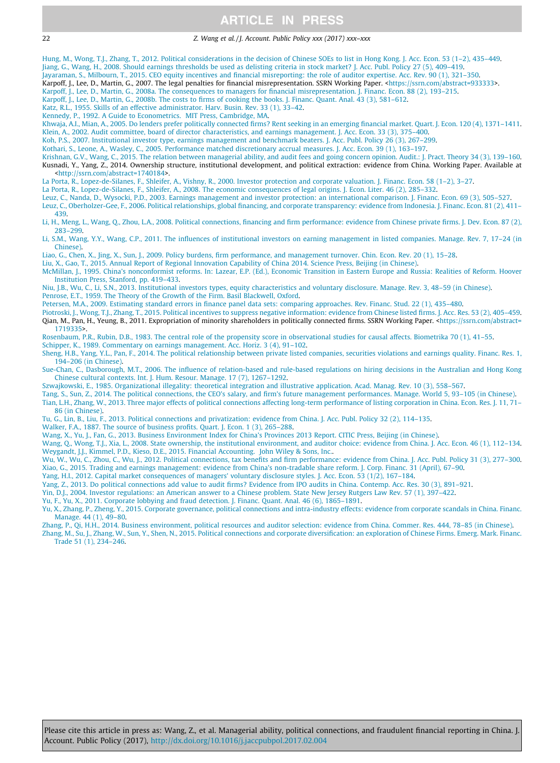Hung, M., Wong, T.J., Zhang, T., 2012. Political considerations in the decision of Chinese SOEs to list in Hong Kong. J. Acc. Econ. 53 (1–2), 435–449.
Jiang, G., Wang, H., 2008. Should earnings thresholds be used as delisting criteria in stock market? J. Acc. Publ. Policy 27 (5), 409–419.
Jayaraman, S., Milbourn, T., 2015. CEO equity incentives and financial misreporting: the role of auditor expertise. Acc. Rev. 90 (1), 321–350.
Karpoff, J., Lee, D., Martin, G., 2007. The legal penalties for financial misrepresentation. SSRN Working Paper. <https://ssrn.com/abstract=933333>.
Karpoff, J., Lee, D., Martin, G., 2008a. The consequences to managers for financial misrepresentation. J. Financ. Econ. 88 (2), 193–215.
Karpoff, J., Lee, D., Martin, G., 2008b. The costs to firms of cooking the books. J. Financ. Quant. Anal. 43 (3), 581–612.
Katz, R.L., 1955. Skills of an effective administrator. Harv. Busin. Rev. 33 (1), 33–42.
Kennedy, P., 1992. A Guide to Econometrics. MIT Press, Cambridge, MA.
Khwaja, A.I., Mian, A., 2005. Do lenders prefer politically connected firms? Rent seeking in an emerging financial market. Quart. J. Econ. 120 (4), 1371–1411.
Klein, A., 2002. Audit committee, board of director characteristics, and earnings management. J. Acc. Econ. 33 (3), 375–400.
Koh, P.S., 2007. Institutional investor type, earnings management and benchmark beaters. J. Acc. Publ. Policy 26 (3), 267–299.
Kothari, S., Leone, A., Wasley, C., 2005. Performance matched discretionary accrual measures. J. Acc. Econ. 39 (1), 163–197.
Krishnan, G.V., Wang, C., 2015. The relation between managerial ability, and audit fees and going concern opinion. Audit.: J. Pract. Theory 34 (3), 139–160.
Kusnadi, Y., Yang, Z., 2014. Ownership structure, institutional development, and political extraction: evidence from China. Working Paper. Available at <http://ssrn.com/abstract=1740184>.
La Porta, R., Lopez-de-Silanes, F., Shleifer, A., Vishny, R., 2000. Investor protection and corporate valuation. J. Financ. Econ. 58 (1–2), 3–27.
La Porta, R., Lopez-de-Silanes, F., Shleifer, A., 2008. The economic consequences of legal origins. J. Econ. Liter. 46 (2), 285–332.
Leuz, C., Nanda, D., Wysocki, P.D., 2003. Earnings management and investor protection: an international comparison. J. Financ. Econ. 69 (3), 505–527.
Leuz, C., Oberholzer-Gee, F., 2006. Political relationships, global financing, and corporate transparency: evidence from Indonesia. J. Financ. Econ. 81 (2), 411–439.
Li, H., Meng, L., Wang, Q., Zhou, L.A., 2008. Political connections, financing and firm performance: evidence from Chinese private firms. J. Dev. Econ. 87 (2), 283–299.
Li, S.M., Wang, Y.Y., Wang, C.P., 2011. The influences of institutional investors on earning management in listed companies. Manage. Rev. 7, 17–24 (in Chinese).
Liao, G., Chen, X., Jing, X., Sun, J., 2009. Policy burdens, firm performance, and management turnover. Chin. Econ. Rev. 20 (1), 15–28.
Liu, X., Gao, T., 2015. Annual Report of Regional Innovation Capability of China 2014. Science Press, Beijing (in Chinese).
McMillan, J., 1995. China's nonconformist reforms. In: Lazear, E.P. (Ed.), Economic Transition in Eastern Europe and Russia: Realities of Reform. Hoover Institution Press, Stanford, pp. 419–433.
Niu, J.B., Wu, C., Li, S.N., 2013. Institutional investors types, equity characteristics and voluntary disclosure. Manage. Rev. 3, 48–59 (in Chinese).
Penrose, E.T., 1959. The Theory of the Growth of the Firm. Basil Blackwell, Oxford.
Petersen, M.A., 2009. Estimating standard errors in finance panel data sets: comparing approaches. Rev. Financ. Stud. 22 (1), 435–480.
Piotroski, J., Wong, T.J., Zhang, T., 2015. Political incentives to suppress negative information: evidence from Chinese listed firms. J. Acc. Res. 53 (2), 405–459.
Qian, M., Pan, H., Yeung, B., 2011. Expropriation of minority shareholders in politically connected firms. SSRN Working Paper. <https://ssrn.com/abstract=1719335>.
Rosenbaum, P.R., Rubin, D.B., 1983. The central role of the propensity score in observational studies for causal affects. Biometrika 70 (1), 41–55.
Schipper, K., 1989. Commentary on earnings management. Acc. Horiz. 3 (4), 91–102.
Sheng, H.B., Yang, Y.L., Pan, F., 2014. The political relationship between private listed companies, securities violations and earnings quality. Financ. Res. 1, 194–206 (in Chinese).
Sue-Chan, C., Dasborough, M.T., 2006. The influence of relation-based and rule-based regulations on hiring decisions in the Australian and Hong Kong Chinese cultural contexts. Int. J. Hum. Resour. Manage. 17 (7), 1267–1292.
Szwajkowski, E., 1985. Organizational illegality: theoretical integration and illustrative application. Acad. Manag. Rev. 10 (3), 558–567.
Tang, S., Sun, Z., 2014. The political connections, the CEO's salary, and firm's future management performances. Manage. World 5, 93–105 (in Chinese).
Tian, L.H., Zhang, W., 2013. Three major effects of political connections affecting long-term performance of listing corporation in China. Econ. Res. J. 11, 71–86 (in Chinese).
Tu, G., Lin, B., Liu, F., 2013. Political connections and privatization: evidence from China. J. Acc. Publ. Policy 32 (2), 114–135.
Walker, F.A., 1887. The source of business profits. Quart. J. Econ. 1 (3), 265–288.
Wang, X., Yu, J., Fan, G., 2013. Business Environment Index for China's Provinces 2013 Report. CITIC Press, Beijing (in Chinese).
Wang, Q., Wong, T.J., Xia, L., 2008. State ownership, the institutional environment, and auditor choice: evidence from China. J. Acc. Econ. 46 (1), 112–134.
Weygandt, J.J., Kimmel, P.D., Kieso, D.E., 2015. Financial Accounting. John Wiley & Sons, Inc..
Wu, W., Wu, C., Zhou, C., Wu, J., 2012. Political connections, tax benefits and firm performance: evidence from China. J. Acc. Publ. Policy 31 (3), 277–300.
Xiao, G., 2015. Trading and earnings management: evidence from China's non-tradable share reform. J. Corp. Financ. 31 (April), 67–90.
Yang, H.I., 2012. Capital market consequences of managers' voluntary disclosure styles. J. Acc. Econ. 53 (1/2), 167–184.
Yang, Z., 2013. Do political connections add value to audit firms? Evidence from IPO audits in China. Contemp. Acc. Res. 30 (3), 891–921.
Yin, D.J., 2004. Investor regulations: an American answer to a Chinese problem. State New Jersey Rutgers Law Rev. 57 (1), 397–422.
Yu, F., Yu, X., 2011. Corporate lobbying and fraud detection. J. Financ. Quant. Anal. 46 (6), 1865–1891.
Yu, X., Zhang, P., Zheng, Y., 2015. Corporate governance, political connections and intra-industry effects: evidence from corporate scandals in China. Financ. Manage. 44 (1), 49–80.
Zhang, P., Qi, H.H., 2014. Business environment, political resources and auditor selection: evidence from China. Commer. Res. 444, 78–85 (in Chinese).
Zhang, M., Su, J., Zhang, W., Sun, Y., Shen, N., 2015. Political connections and corporate diversification: an exploration of Chinese Firms. Emerg. Mark. Financ. Trade 51 (1), 234–246.